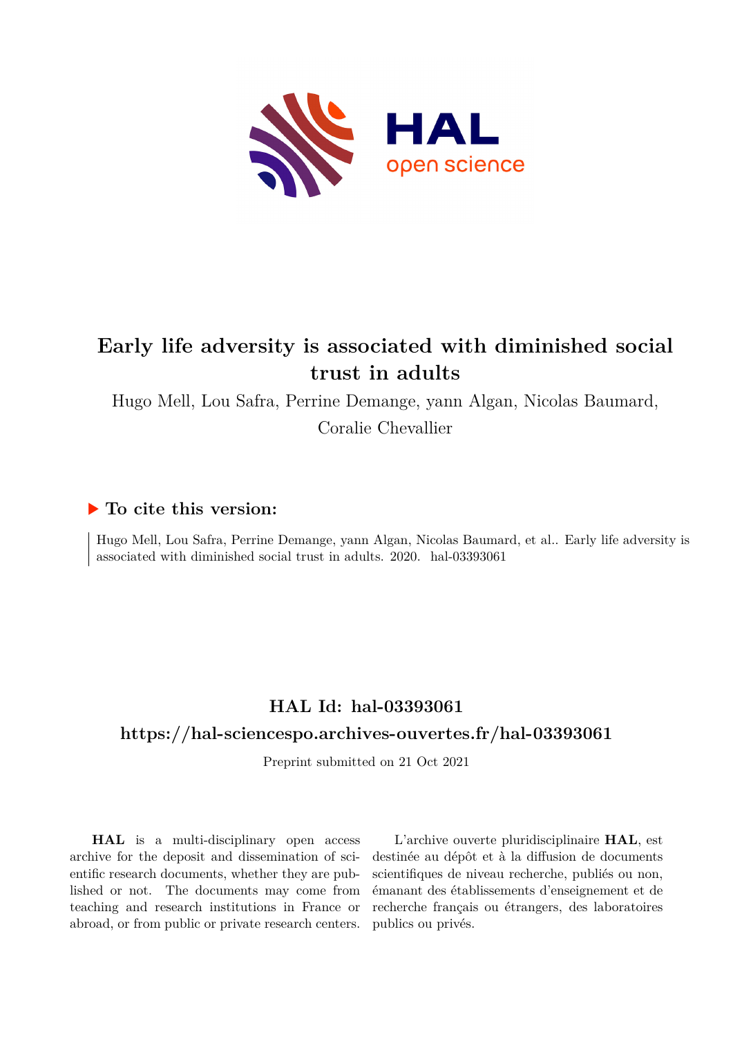# Early life adversity is associated with diminished social trust in adults

Hugo Mell, Lou Safra, Perrine Demange, yann Algan, Nicolas Baumard, Coralie Chevallier

## ▶ To cite this version:

Hugo Mell, Lou Safra, Perrine Demange, yann Algan, Nicolas Baumard, et al.. Early life adversity is associated with diminished social trust in adults. 2020. hal-03393061

## HAL Id: hal-03393061

## https://hal-sciencespo.archives-ouvertes.fr/hal-03393061

Preprint submitted on 21 Oct 2021

**HAL** is a multi-disciplinary open access archive for the deposit and dissemination of scientific research documents, whether they are published or not. The documents may come from teaching and research institutions in France or abroad, or from public or private research centers.

L'archive ouverte pluridisciplinaire **HAL**, est destinée au dépôt et à la diffusion de documents scientifiques de niveau recherche, publiés ou non, émanant des établissements d'enseignement et de recherche français ou étrangers, des laboratoires publics ou privés.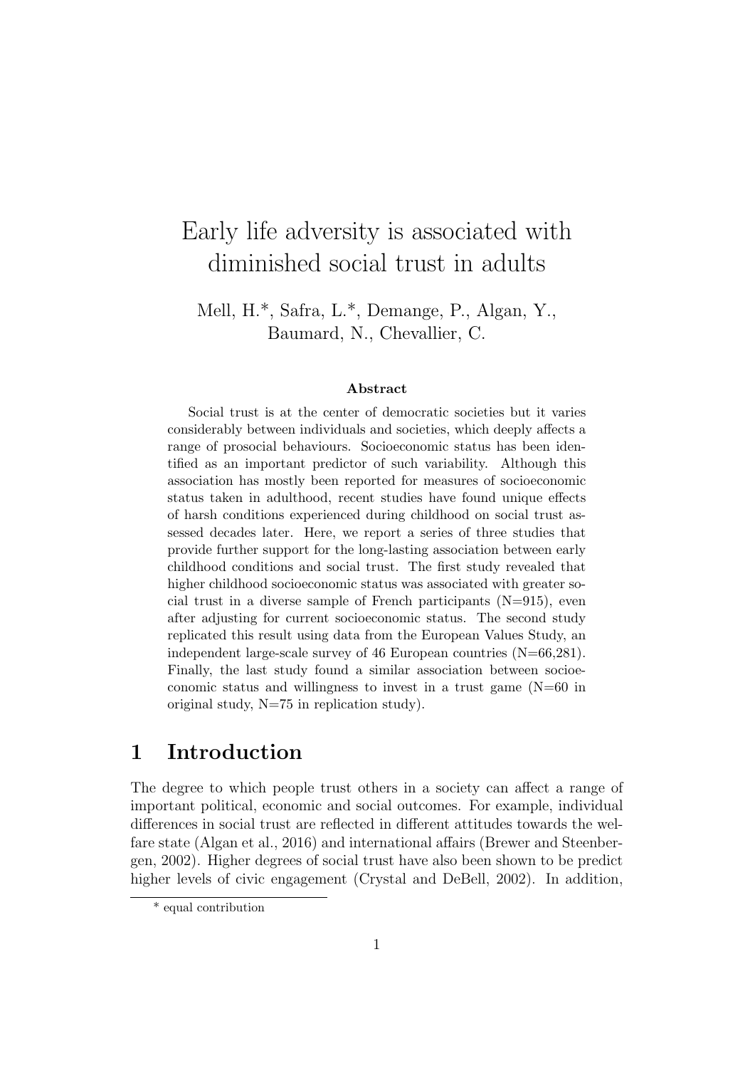# Early life adversity is associated with diminished social trust in adults

Mell, H.*, Safra, L.*, Demange, P., Algan, Y., Baumard, N., Chevallier, C.

### Abstract

Social trust is at the center of democratic societies but it varies considerably between individuals and societies, which deeply affects a range of prosocial behaviours. Socioeconomic status has been identified as an important predictor of such variability. Although this association has mostly been reported for measures of socioeconomic status taken in adulthood, recent studies have found unique effects of harsh conditions experienced during childhood on social trust assessed decades later. Here, we report a series of three studies that provide further support for the long-lasting association between early childhood conditions and social trust. The first study revealed that higher childhood socioeconomic status was associated with greater social trust in a diverse sample of French participants (N=915), even after adjusting for current socioeconomic status. The second study replicated this result using data from the European Values Study, an independent large-scale survey of 46 European countries (N=66,281). Finally, the last study found a similar association between socioeconomic status and willingness to invest in a trust game (N=60 in original study, N=75 in replication study).

## 1 Introduction

The degree to which people trust others in a society can affect a range of important political, economic and social outcomes. For example, individual differences in social trust are reflected in different attitudes towards the welfare state (Algan et al., 2016) and international affairs (Brewer and Steenbergen, 2002). Higher degrees of social trust have also been shown to be predict higher levels of civic engagement (Crystal and DeBell, 2002). In addition,

* equal contribution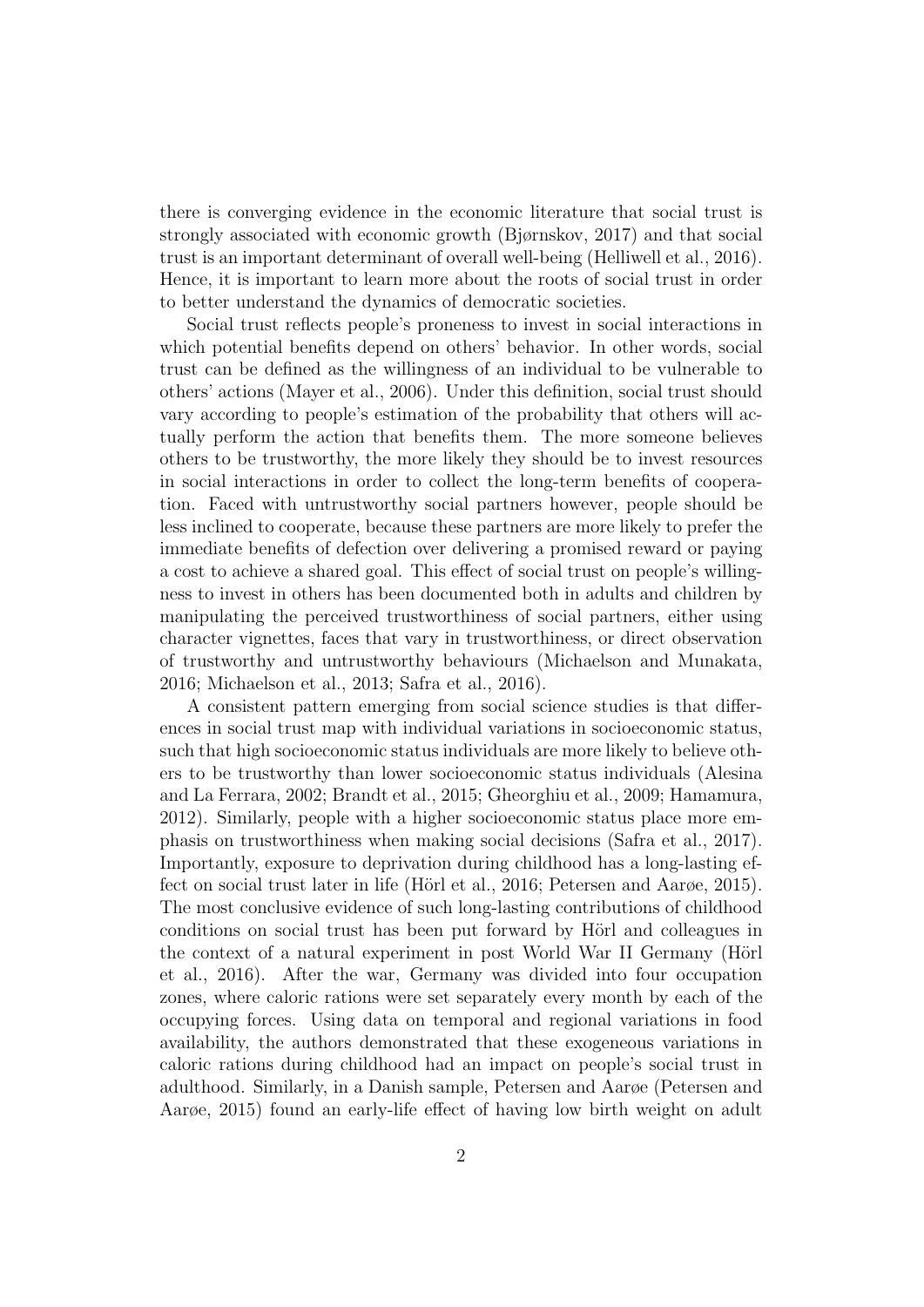there is converging evidence in the economic literature that social trust is strongly associated with economic growth (Bjørnskov, 2017) and that social trust is an important determinant of overall well-being (Helliwell et al., 2016). Hence, it is important to learn more about the roots of social trust in order to better understand the dynamics of democratic societies.

Social trust reflects people's proneness to invest in social interactions in which potential benefits depend on others' behavior. In other words, social trust can be defined as the willingness of an individual to be vulnerable to others' actions (Mayer et al., 2006). Under this definition, social trust should vary according to people's estimation of the probability that others will actually perform the action that benefits them. The more someone believes others to be trustworthy, the more likely they should be to invest resources in social interactions in order to collect the long-term benefits of cooperation. Faced with untrustworthy social partners however, people should be less inclined to cooperate, because these partners are more likely to prefer the immediate benefits of defection over delivering a promised reward or paying a cost to achieve a shared goal. This effect of social trust on people's willingness to invest in others has been documented both in adults and children by manipulating the perceived trustworthiness of social partners, either using character vignettes, faces that vary in trustworthiness, or direct observation of trustworthy and untrustworthy behaviours (Michaelson and Munakata, 2016; Michaelson et al., 2013; Safra et al., 2016).

A consistent pattern emerging from social science studies is that differences in social trust map with individual variations in socioeconomic status, such that high socioeconomic status individuals are more likely to believe others to be trustworthy than lower socioeconomic status individuals (Alesina and La Ferrara, 2002; Brandt et al., 2015; Gheorghiu et al., 2009; Hamamura, 2012). Similarly, people with a higher socioeconomic status place more emphasis on trustworthiness when making social decisions (Safra et al., 2017). Importantly, exposure to deprivation during childhood has a long-lasting effect on social trust later in life (Hörl et al., 2016; Petersen and Aarøe, 2015). The most conclusive evidence of such long-lasting contributions of childhood conditions on social trust has been put forward by Hörl and colleagues in the context of a natural experiment in post World War II Germany (Hörl et al., 2016). After the war, Germany was divided into four occupation zones, where caloric rations were set separately every month by each of the occupying forces. Using data on temporal and regional variations in food availability, the authors demonstrated that these exogeneous variations in caloric rations during childhood had an impact on people's social trust in adulthood. Similarly, in a Danish sample, Petersen and Aarøe (Petersen and Aarøe, 2015) found an early-life effect of having low birth weight on adult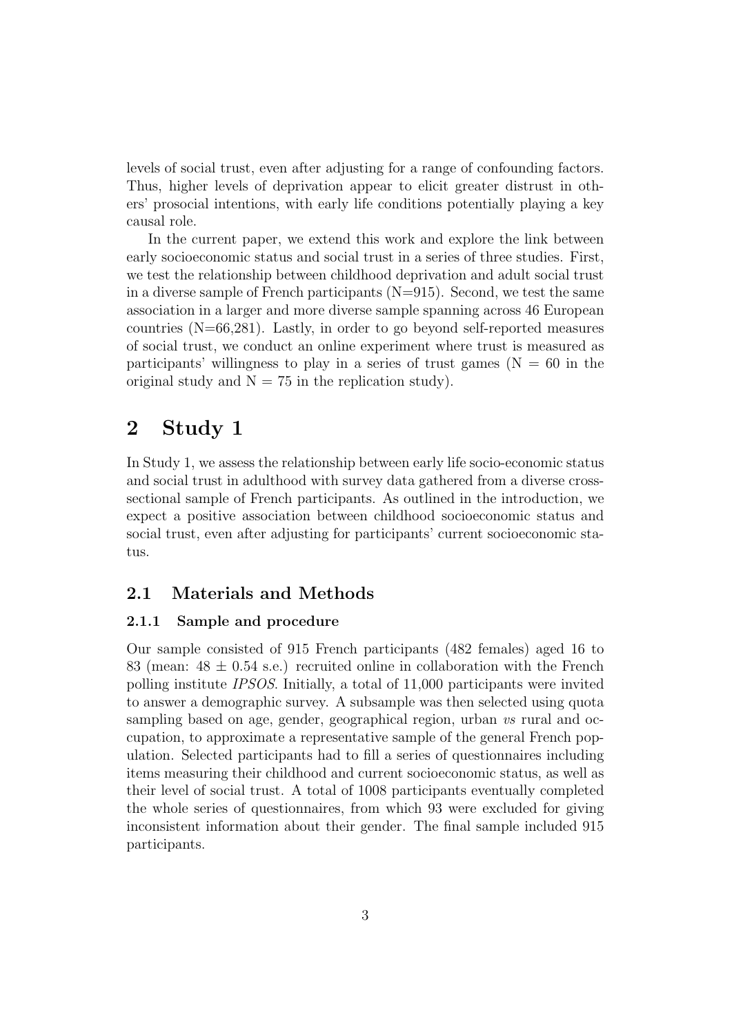levels of social trust, even after adjusting for a range of confounding factors. Thus, higher levels of deprivation appear to elicit greater distrust in others' prosocial intentions, with early life conditions potentially playing a key causal role.

In the current paper, we extend this work and explore the link between early socioeconomic status and social trust in a series of three studies. First, we test the relationship between childhood deprivation and adult social trust in a diverse sample of French participants (N=915). Second, we test the same association in a larger and more diverse sample spanning across 46 European countries (N=66,281). Lastly, in order to go beyond self-reported measures of social trust, we conduct an online experiment where trust is measured as participants' willingness to play in a series of trust games (N = 60 in the original study and N = 75 in the replication study).

# 2 Study 1

In Study 1, we assess the relationship between early life socio-economic status and social trust in adulthood with survey data gathered from a diverse cross-sectional sample of French participants. As outlined in the introduction, we expect a positive association between childhood socioeconomic status and social trust, even after adjusting for participants' current socioeconomic status.

## 2.1 Materials and Methods

### 2.1.1 Sample and procedure

Our sample consisted of 915 French participants (482 females) aged 16 to 83 (mean: $48 \pm 0.54$ s.e.) recruited online in collaboration with the French polling institute *IPSOS*. Initially, a total of 11,000 participants were invited to answer a demographic survey. A subsample was then selected using quota sampling based on age, gender, geographical region, urban *vs* rural and occupation, to approximate a representative sample of the general French population. Selected participants had to fill a series of questionnaires including items measuring their childhood and current socioeconomic status, as well as their level of social trust. A total of 1008 participants eventually completed the whole series of questionnaires, from which 93 were excluded for giving inconsistent information about their gender. The final sample included 915 participants.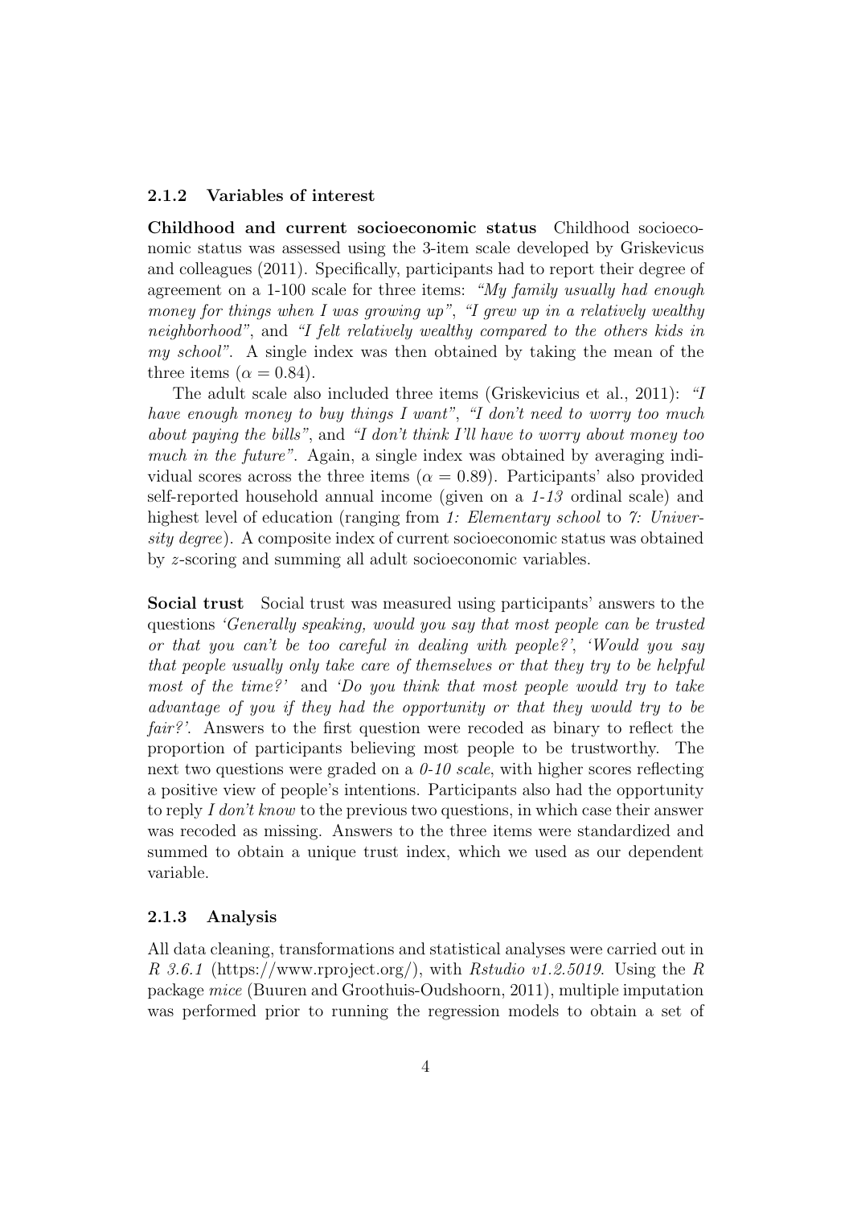### 2.1.2 Variables of interest

**Childhood and current socioeconomic status** Childhood socioeconomic status was assessed using the 3-item scale developed by Griskevicus and colleagues (2011). Specifically, participants had to report their degree of agreement on a 1-100 scale for three items: *"My family usually had enough money for things when I was growing up"*, *"I grew up in a relatively wealthy neighborhood"*, and *"I felt relatively wealthy compared to the others kids in my school"*. A single index was then obtained by taking the mean of the three items ($\alpha = 0.84$).

The adult scale also included three items (Griskevicius et al., 2011): *"I have enough money to buy things I want"*, *"I don't need to worry too much about paying the bills"*, and *"I don't think I'll have to worry about money too much in the future"*. Again, a single index was obtained by averaging individual scores across the three items ($\alpha = 0.89$). Participants' also provided self-reported household annual income (given on a *1-13* ordinal scale) and highest level of education (ranging from *1: Elementary school* to *7: University degree*). A composite index of current socioeconomic status was obtained by $z$-scoring and summing all adult socioeconomic variables.

**Social trust** Social trust was measured using participants' answers to the questions *'Generally speaking, would you say that most people can be trusted or that you can't be too careful in dealing with people?'*, *'Would you say that people usually only take care of themselves or that they try to be helpful most of the time?'* and *'Do you think that most people would try to take advantage of you if they had the opportunity or that they would try to be fair?'*. Answers to the first question were recoded as binary to reflect the proportion of participants believing most people to be trustworthy. The next two questions were graded on a *0-10 scale*, with higher scores reflecting a positive view of people's intentions. Participants also had the opportunity to reply *I don't know* to the previous two questions, in which case their answer was recoded as missing. Answers to the three items were standardized and summed to obtain a unique trust index, which we used as our dependent variable.

### 2.1.3 Analysis

All data cleaning, transformations and statistical analyses were carried out in *R 3.6.1* (https://www.rproject.org/), with *Rstudio v1.2.5019*. Using the *R* package *mice* (Buuren and Groothuis-Oudshoorn, 2011), multiple imputation was performed prior to running the regression models to obtain a set of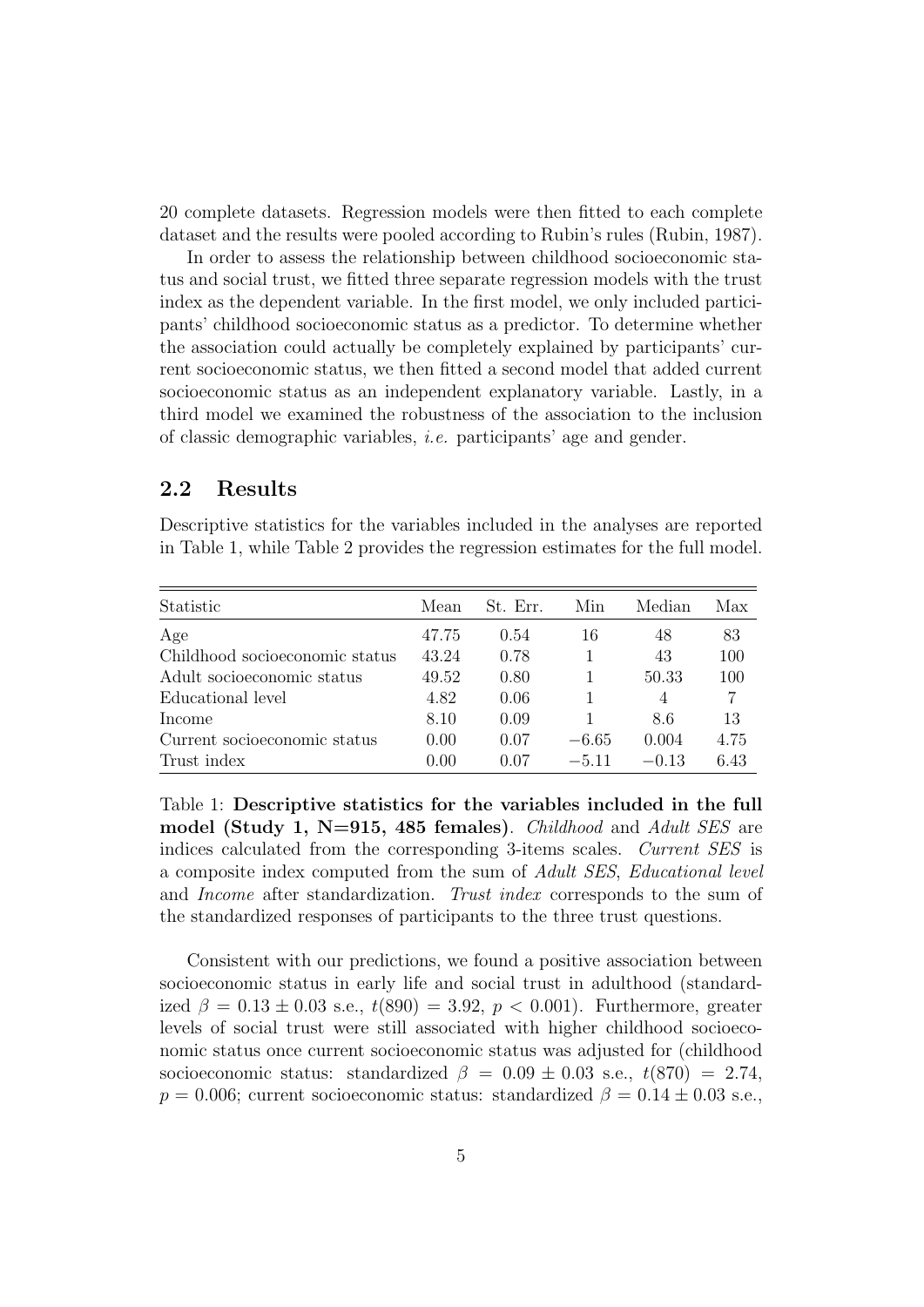20 complete datasets. Regression models were then fitted to each complete dataset and the results were pooled according to Rubin's rules (Rubin, 1987).

In order to assess the relationship between childhood socioeconomic status and social trust, we fitted three separate regression models with the trust index as the dependent variable. In the first model, we only included participants' childhood socioeconomic status as a predictor. To determine whether the association could actually be completely explained by participants' current socioeconomic status, we then fitted a second model that added current socioeconomic status as an independent explanatory variable. Lastly, in a third model we examined the robustness of the association to the inclusion of classic demographic variables, *i.e.* participants' age and gender.

## 2.2 Results

Descriptive statistics for the variables included in the analyses are reported in Table 1, while Table 2 provides the regression estimates for the full model.

| Statistic | Mean | St. Err. | Min | Median | Max |
|---|---|---|---|---|---|
| Age | 47.75 | 0.54 | 16 | 48 | 83 |
| Childhood socioeconomic status | 43.24 | 0.78 | 1 | 43 | 100 |
| Adult socioeconomic status | 49.52 | 0.80 | 1 | 50.33 | 100 |
| Educational level | 4.82 | 0.06 | 1 | 4 | 7 |
| Income | 8.10 | 0.09 | 1 | 8.6 | 13 |
| Current socioeconomic status | 0.00 | 0.07 | −6.65 | 0.004 | 4.75 |
| Trust index | 0.00 | 0.07 | −5.11 | −0.13 | 6.43 |

Table 1: **Descriptive statistics for the variables included in the full model (Study 1, N=915, 485 females)**. *Childhood* and *Adult SES* are indices calculated from the corresponding 3-items scales. *Current SES* is a composite index computed from the sum of *Adult SES*, *Educational level* and *Income* after standardization. *Trust index* corresponds to the sum of the standardized responses of participants to the three trust questions.

Consistent with our predictions, we found a positive association between socioeconomic status in early life and social trust in adulthood (standardized $\beta = 0.13 \pm 0.03$ s.e., $t(890) = 3.92$, $p < 0.001$). Furthermore, greater levels of social trust were still associated with higher childhood socioeconomic status once current socioeconomic status was adjusted for (childhood socioeconomic status: standardized $\beta = 0.09 \pm 0.03$ s.e., $t(870) = 2.74$, $p = 0.006$; current socioeconomic status: standardized $\beta = 0.14 \pm 0.03$ s.e.,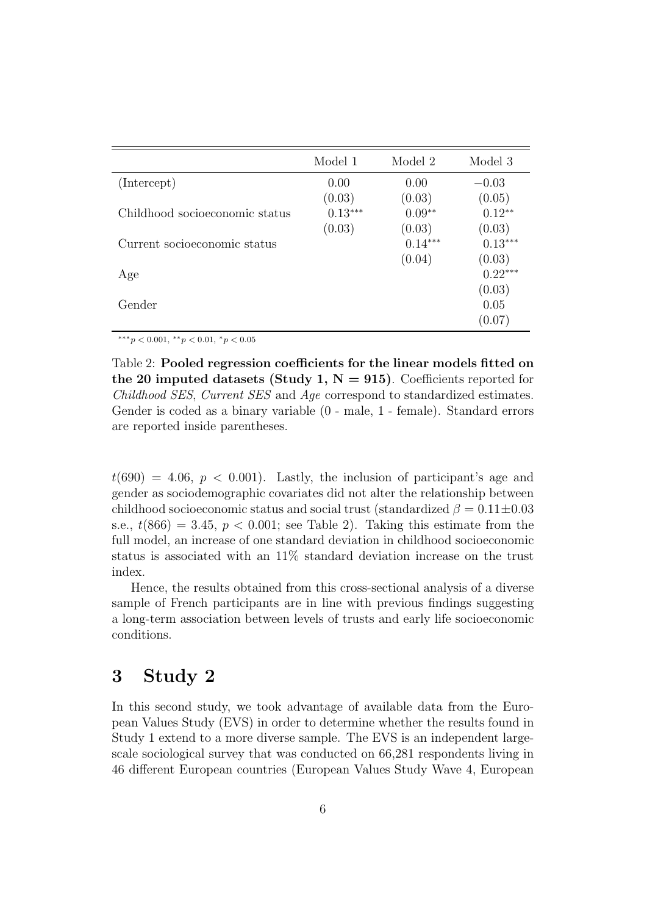|  | Model 1 | Model 2 | Model 3 |
|---|---|---|---|
| (Intercept) | 0.00 | 0.00 | $-0.03$ |
|  | (0.03) | (0.03) | (0.05) |
| Childhood socioeconomic status | $0.13^{***}$ | $0.09^{**}$ | $0.12^{**}$ |
|  | (0.03) | (0.03) | (0.03) |
| Current socioeconomic status |  | $0.14^{***}$ | $0.13^{***}$ |
|  |  | (0.04) | (0.03) |
| Age |  |  | $0.22^{***}$ |
|  |  |  | (0.03) |
| Gender |  |  | 0.05 |
|  |  |  | (0.07) |

$^{***}p < 0.001$, $^{**}p < 0.01$, $^{*}p < 0.05$

Table 2: **Pooled regression coefficients for the linear models fitted on the 20 imputed datasets (Study 1, N = 915)**. Coefficients reported for *Childhood SES*, *Current SES* and *Age* correspond to standardized estimates. Gender is coded as a binary variable (0 - male, 1 - female). Standard errors are reported inside parentheses.

$t(690) = 4.06$, $p < 0.001$). Lastly, the inclusion of participant's age and gender as sociodemographic covariates did not alter the relationship between childhood socioeconomic status and social trust (standardized $\beta = 0.11 \pm 0.03$ s.e., $t(866) = 3.45$, $p < 0.001$; see Table 2). Taking this estimate from the full model, an increase of one standard deviation in childhood socioeconomic status is associated with an 11% standard deviation increase on the trust index.

Hence, the results obtained from this cross-sectional analysis of a diverse sample of French participants are in line with previous findings suggesting a long-term association between levels of trusts and early life socioeconomic conditions.

# 3 Study 2

In this second study, we took advantage of available data from the European Values Study (EVS) in order to determine whether the results found in Study 1 extend to a more diverse sample. The EVS is an independent large-scale sociological survey that was conducted on 66,281 respondents living in 46 different European countries (European Values Study Wave 4, European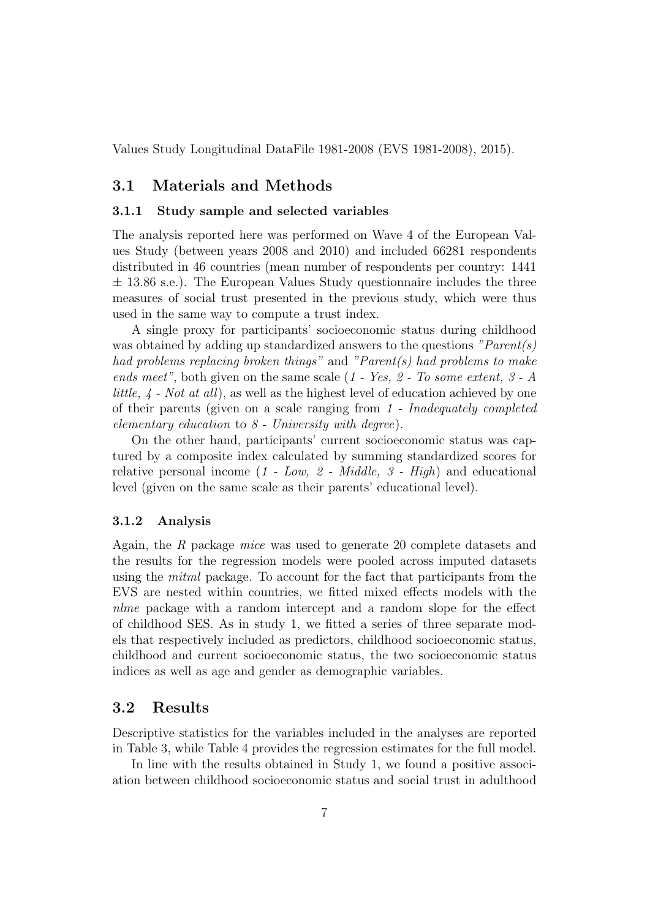Values Study Longitudinal DataFile 1981-2008 (EVS 1981-2008), 2015).

## 3.1 Materials and Methods

### 3.1.1 Study sample and selected variables

The analysis reported here was performed on Wave 4 of the European Values Study (between years 2008 and 2010) and included 66281 respondents distributed in 46 countries (mean number of respondents per country: 1441 $\pm$ 13.86 s.e.). The European Values Study questionnaire includes the three measures of social trust presented in the previous study, which were thus used in the same way to compute a trust index.

A single proxy for participants' socioeconomic status during childhood was obtained by adding up standardized answers to the questions *"Parent(s) had problems replacing broken things"* and *"Parent(s) had problems to make ends meet"*, both given on the same scale (*1 - Yes, 2 - To some extent, 3 - A little, 4 - Not at all*), as well as the highest level of education achieved by one of their parents (given on a scale ranging from *1 - Inadequately completed elementary education* to *8 - University with degree*).

On the other hand, participants' current socioeconomic status was captured by a composite index calculated by summing standardized scores for relative personal income (*1 - Low, 2 - Middle, 3 - High*) and educational level (given on the same scale as their parents' educational level).

### 3.1.2 Analysis

Again, the *R* package *mice* was used to generate 20 complete datasets and the results for the regression models were pooled across imputed datasets using the *mitml* package. To account for the fact that participants from the EVS are nested within countries, we fitted mixed effects models with the *nlme* package with a random intercept and a random slope for the effect of childhood SES. As in study 1, we fitted a series of three separate models that respectively included as predictors, childhood socioeconomic status, childhood and current socioeconomic status, the two socioeconomic status indices as well as age and gender as demographic variables.

## 3.2 Results

Descriptive statistics for the variables included in the analyses are reported in Table 3, while Table 4 provides the regression estimates for the full model.

In line with the results obtained in Study 1, we found a positive association between childhood socioeconomic status and social trust in adulthood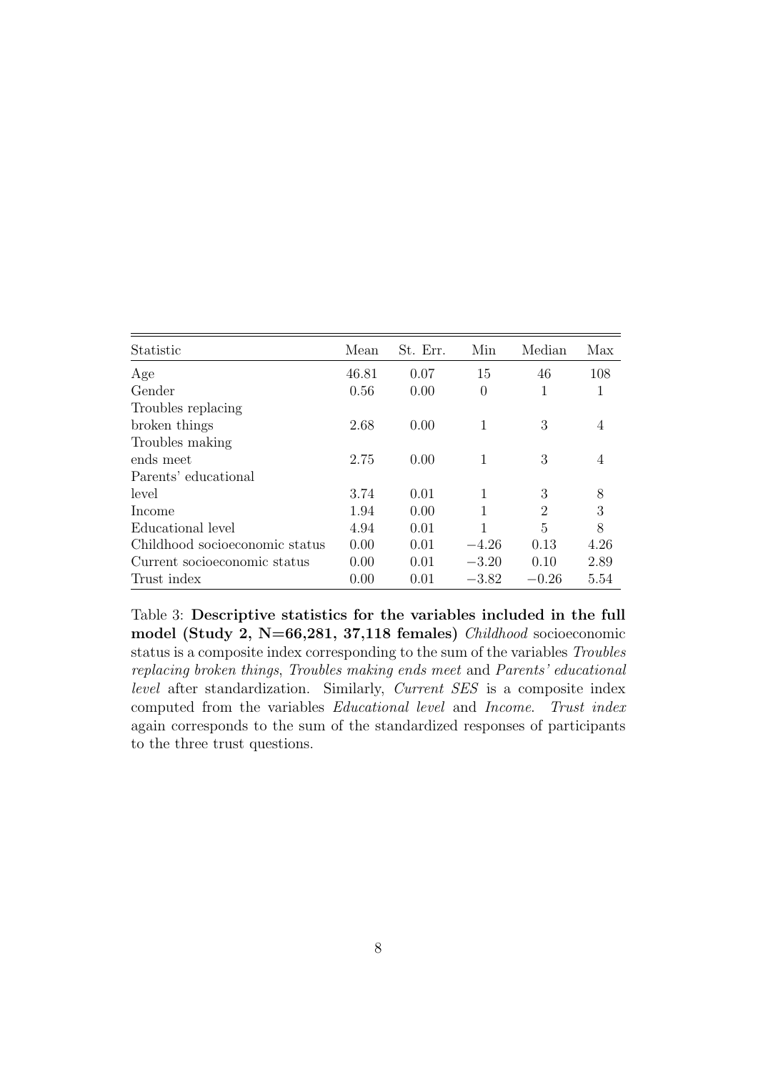| Statistic | Mean | St. Err. | Min | Median | Max |
|---|---|---|---|---|---|
| Age | 46.81 | 0.07 | 15 | 46 | 108 |
| Gender | 0.56 | 0.00 | 0 | 1 | 1 |
| Troubles replacing broken things | 2.68 | 0.00 | 1 | 3 | 4 |
| Troubles making ends meet | 2.75 | 0.00 | 1 | 3 | 4 |
| Parents' educational level | 3.74 | 0.01 | 1 | 3 | 8 |
| Income | 1.94 | 0.00 | 1 | 2 | 3 |
| Educational level | 4.94 | 0.01 | 1 | 5 | 8 |
| Childhood socioeconomic status | 0.00 | 0.01 | −4.26 | 0.13 | 4.26 |
| Current socioeconomic status | 0.00 | 0.01 | −3.20 | 0.10 | 2.89 |
| Trust index | 0.00 | 0.01 | −3.82 | −0.26 | 5.54 |

Table 3: **Descriptive statistics for the variables included in the full model (Study 2, N=66,281, 37,118 females)** *Childhood* socioeconomic status is a composite index corresponding to the sum of the variables *Troubles replacing broken things*, *Troubles making ends meet* and *Parents' educational level* after standardization. Similarly, *Current SES* is a composite index computed from the variables *Educational level* and *Income*. *Trust index* again corresponds to the sum of the standardized responses of participants to the three trust questions.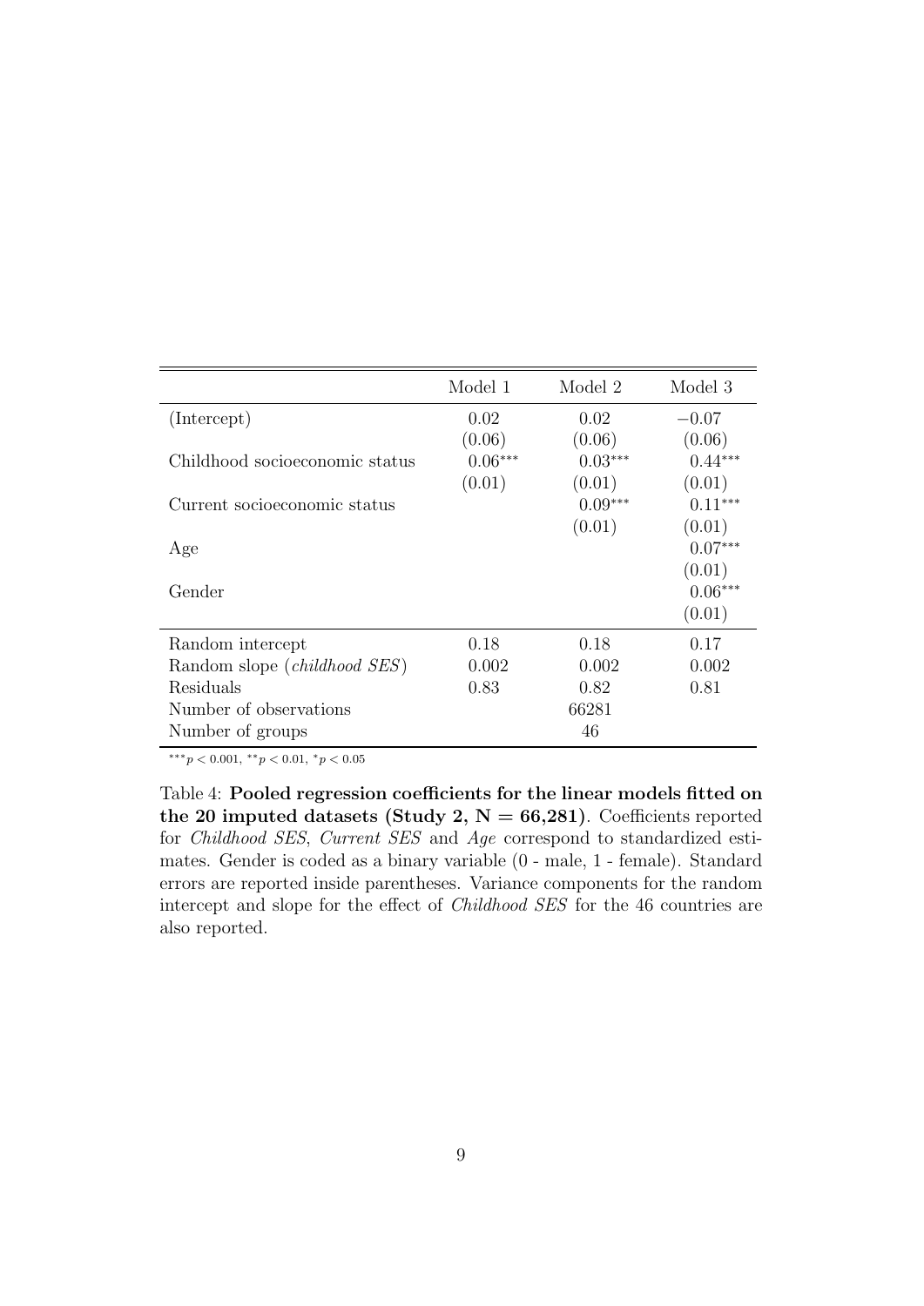| | Model 1 | Model 2 | Model 3 |
|---|---|---|---|
| (Intercept) | 0.02 | 0.02 | $-0.07$ |
| | (0.06) | (0.06) | (0.06) |
| Childhood socioeconomic status | $0.06^{***}$ | $0.03^{***}$ | $0.44^{***}$ |
| | (0.01) | (0.01) | (0.01) |
| Current socioeconomic status | | $0.09^{***}$ | $0.11^{***}$ |
| | | (0.01) | (0.01) |
| Age | | | $0.07^{***}$ |
| | | | (0.01) |
| Gender | | | $0.06^{***}$ |
| | | | (0.01) |
| Random intercept | 0.18 | 0.18 | 0.17 |
| Random slope (*childhood SES*) | 0.002 | 0.002 | 0.002 |
| Residuals | 0.83 | 0.82 | 0.81 |
| Number of observations | | 66281 | |
| Number of groups | | 46 | |

$^{***}p < 0.001$, $^{**}p < 0.01$, $^{*}p < 0.05$

Table 4: **Pooled regression coefficients for the linear models fitted on the 20 imputed datasets (Study 2, N = 66,281)**. Coefficients reported for *Childhood SES*, *Current SES* and *Age* correspond to standardized estimates. Gender is coded as a binary variable (0 - male, 1 - female). Standard errors are reported inside parentheses. Variance components for the random intercept and slope for the effect of *Childhood SES* for the 46 countries are also reported.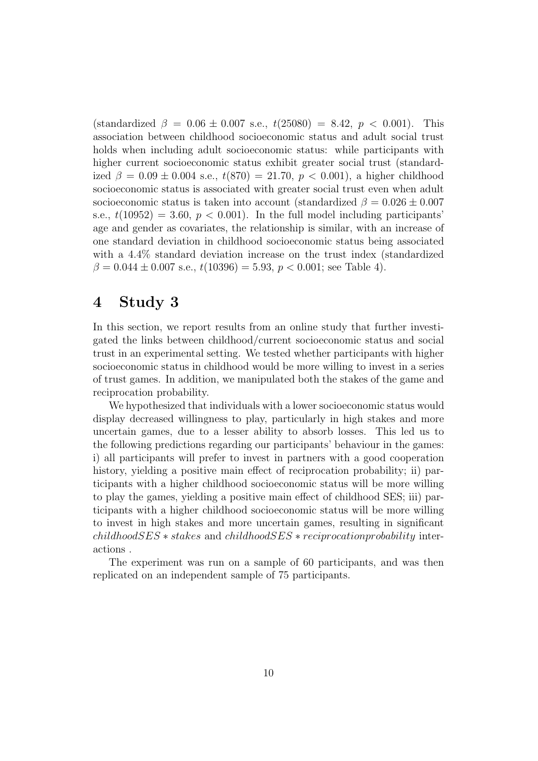(standardized $\beta = 0.06 \pm 0.007$ s.e., $t(25080) = 8.42$, $p < 0.001$). This association between childhood socioeconomic status and adult social trust holds when including adult socioeconomic status: while participants with higher current socioeconomic status exhibit greater social trust (standardized $\beta = 0.09 \pm 0.004$ s.e., $t(870) = 21.70$, $p < 0.001$), a higher childhood socioeconomic status is associated with greater social trust even when adult socioeconomic status is taken into account (standardized $\beta = 0.026 \pm 0.007$ s.e., $t(10952) = 3.60$, $p < 0.001$). In the full model including participants' age and gender as covariates, the relationship is similar, with an increase of one standard deviation in childhood socioeconomic status being associated with a 4.4% standard deviation increase on the trust index (standardized $\beta = 0.044 \pm 0.007$ s.e., $t(10396) = 5.93$, $p < 0.001$; see Table 4).

# 4 Study 3

In this section, we report results from an online study that further investigated the links between childhood/current socioeconomic status and social trust in an experimental setting. We tested whether participants with higher socioeconomic status in childhood would be more willing to invest in a series of trust games. In addition, we manipulated both the stakes of the game and reciprocation probability.

We hypothesized that individuals with a lower socioeconomic status would display decreased willingness to play, particularly in high stakes and more uncertain games, due to a lesser ability to absorb losses. This led us to the following predictions regarding our participants' behaviour in the games: i) all participants will prefer to invest in partners with a good cooperation history, yielding a positive main effect of reciprocation probability; ii) participants with a higher childhood socioeconomic status will be more willing to play the games, yielding a positive main effect of childhood SES; iii) participants with a higher childhood socioeconomic status will be more willing to invest in high stakes and more uncertain games, resulting in significant $childhoodSES * stakes$ and $childhoodSES * reciprocationprobability$ interactions .

The experiment was run on a sample of 60 participants, and was then replicated on an independent sample of 75 participants.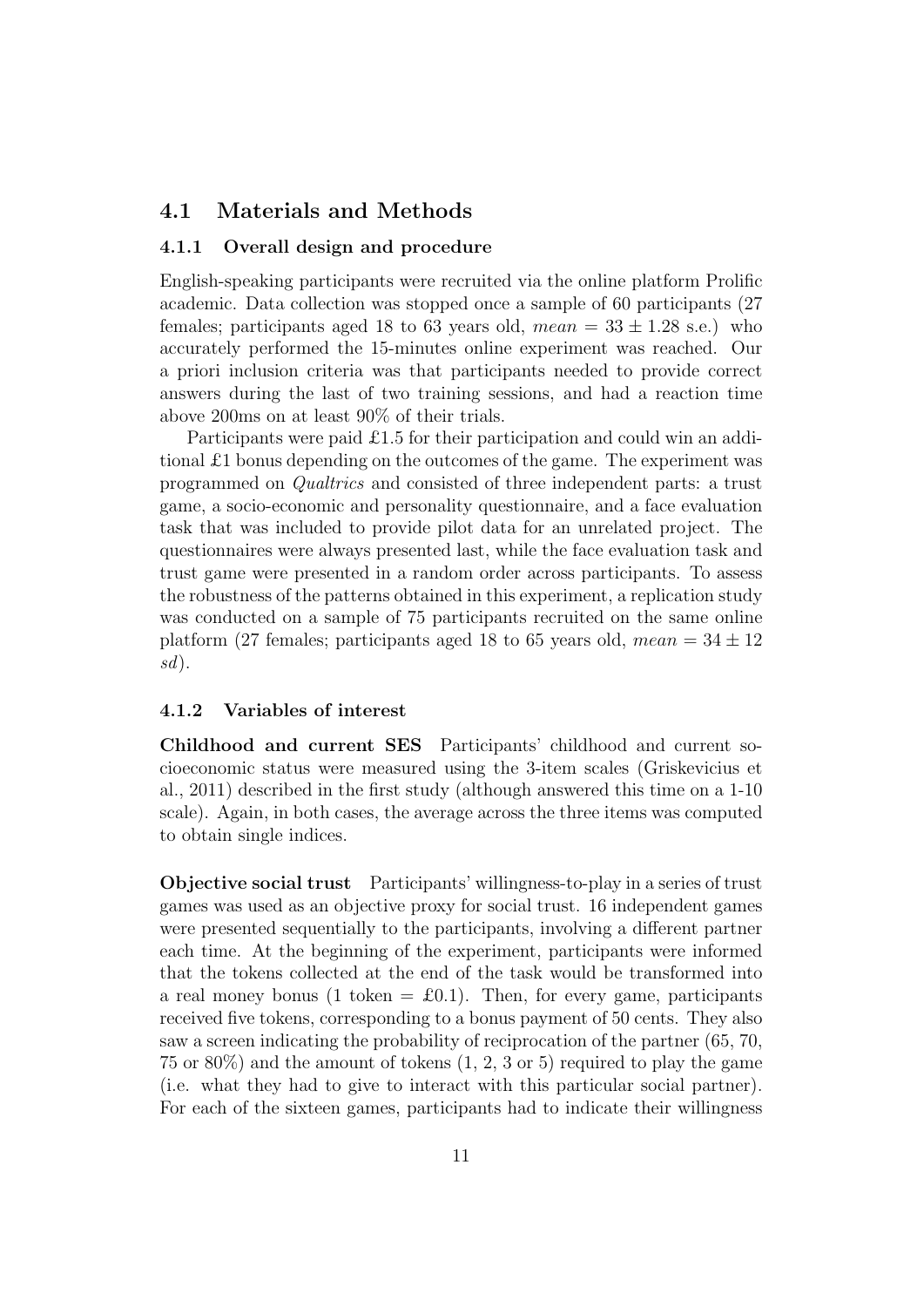## 4.1 Materials and Methods

### 4.1.1 Overall design and procedure

English-speaking participants were recruited via the online platform Prolific academic. Data collection was stopped once a sample of 60 participants (27 females; participants aged 18 to 63 years old, $mean = 33 \pm 1.28$ s.e.) who accurately performed the 15-minutes online experiment was reached. Our a priori inclusion criteria was that participants needed to provide correct answers during the last of two training sessions, and had a reaction time above 200ms on at least 90% of their trials.

Participants were paid £1.5 for their participation and could win an additional £1 bonus depending on the outcomes of the game. The experiment was programmed on *Qualtrics* and consisted of three independent parts: a trust game, a socio-economic and personality questionnaire, and a face evaluation task that was included to provide pilot data for an unrelated project. The questionnaires were always presented last, while the face evaluation task and trust game were presented in a random order across participants. To assess the robustness of the patterns obtained in this experiment, a replication study was conducted on a sample of 75 participants recruited on the same online platform (27 females; participants aged 18 to 65 years old, $mean = 34 \pm 12$ $sd$).

### 4.1.2 Variables of interest

**Childhood and current SES** Participants' childhood and current socioeconomic status were measured using the 3-item scales (Griskevicius et al., 2011) described in the first study (although answered this time on a 1-10 scale). Again, in both cases, the average across the three items was computed to obtain single indices.

**Objective social trust** Participants' willingness-to-play in a series of trust games was used as an objective proxy for social trust. 16 independent games were presented sequentially to the participants, involving a different partner each time. At the beginning of the experiment, participants were informed that the tokens collected at the end of the task would be transformed into a real money bonus (1 token = £0.1). Then, for every game, participants received five tokens, corresponding to a bonus payment of 50 cents. They also saw a screen indicating the probability of reciprocation of the partner (65, 70, 75 or 80%) and the amount of tokens (1, 2, 3 or 5) required to play the game (i.e. what they had to give to interact with this particular social partner). For each of the sixteen games, participants had to indicate their willingness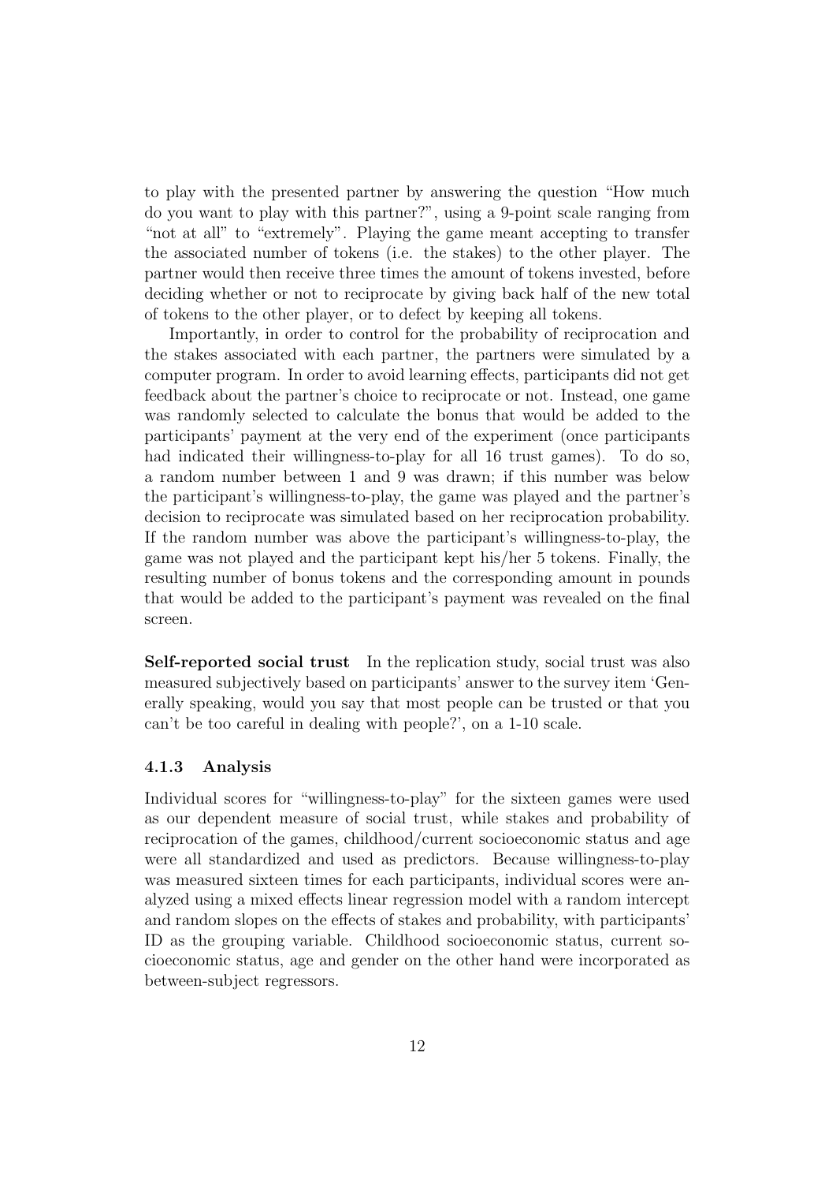to play with the presented partner by answering the question "How much do you want to play with this partner?", using a 9-point scale ranging from "not at all" to "extremely". Playing the game meant accepting to transfer the associated number of tokens (i.e. the stakes) to the other player. The partner would then receive three times the amount of tokens invested, before deciding whether or not to reciprocate by giving back half of the new total of tokens to the other player, or to defect by keeping all tokens.

Importantly, in order to control for the probability of reciprocation and the stakes associated with each partner, the partners were simulated by a computer program. In order to avoid learning effects, participants did not get feedback about the partner's choice to reciprocate or not. Instead, one game was randomly selected to calculate the bonus that would be added to the participants' payment at the very end of the experiment (once participants had indicated their willingness-to-play for all 16 trust games). To do so, a random number between 1 and 9 was drawn; if this number was below the participant's willingness-to-play, the game was played and the partner's decision to reciprocate was simulated based on her reciprocation probability. If the random number was above the participant's willingness-to-play, the game was not played and the participant kept his/her 5 tokens. Finally, the resulting number of bonus tokens and the corresponding amount in pounds that would be added to the participant's payment was revealed on the final screen.

**Self-reported social trust** In the replication study, social trust was also measured subjectively based on participants' answer to the survey item 'Generally speaking, would you say that most people can be trusted or that you can't be too careful in dealing with people?', on a 1-10 scale.

### 4.1.3 Analysis

Individual scores for "willingness-to-play" for the sixteen games were used as our dependent measure of social trust, while stakes and probability of reciprocation of the games, childhood/current socioeconomic status and age were all standardized and used as predictors. Because willingness-to-play was measured sixteen times for each participants, individual scores were analyzed using a mixed effects linear regression model with a random intercept and random slopes on the effects of stakes and probability, with participants' ID as the grouping variable. Childhood socioeconomic status, current socioeconomic status, age and gender on the other hand were incorporated as between-subject regressors.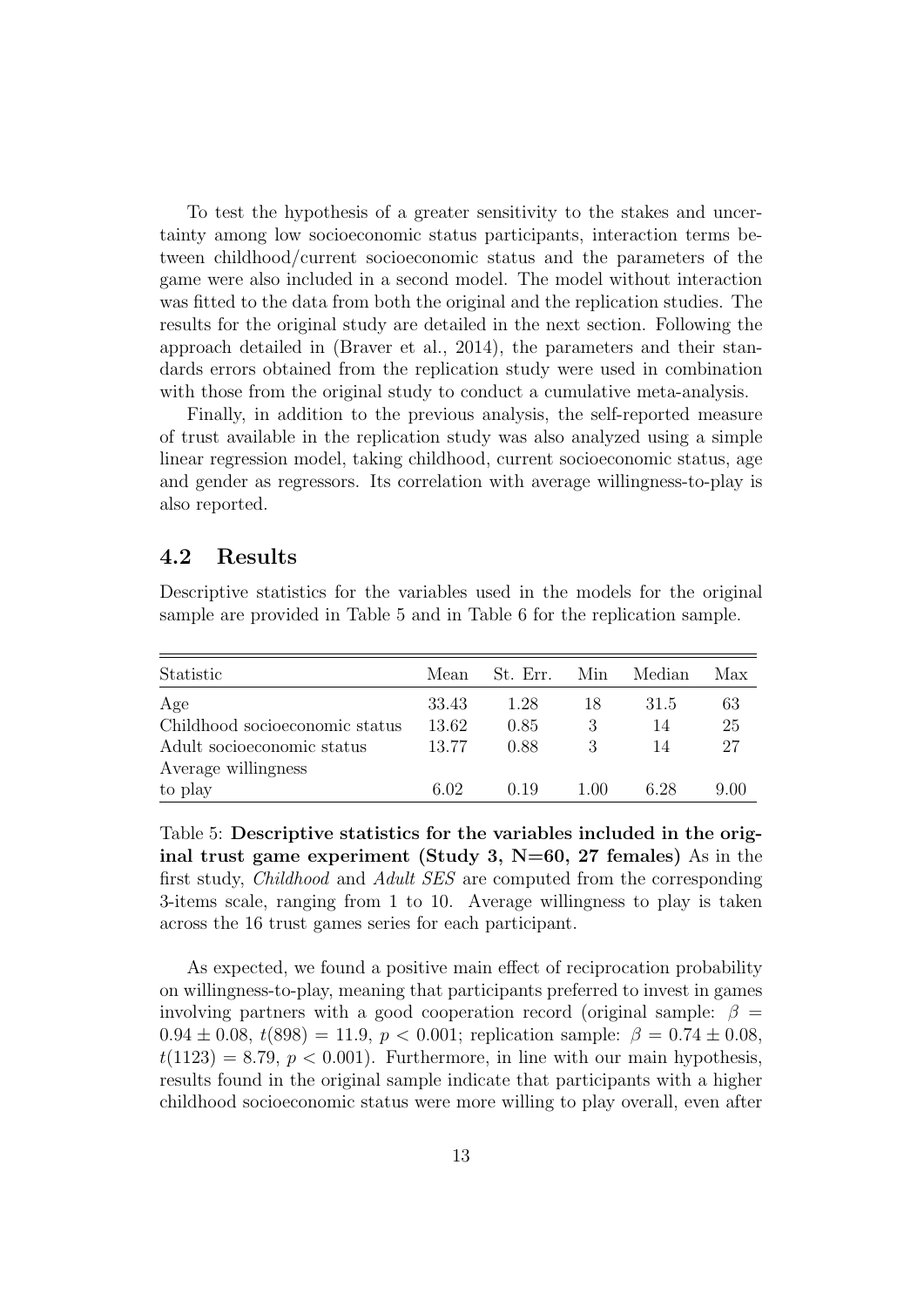To test the hypothesis of a greater sensitivity to the stakes and uncertainty among low socioeconomic status participants, interaction terms between childhood/current socioeconomic status and the parameters of the game were also included in a second model. The model without interaction was fitted to the data from both the original and the replication studies. The results for the original study are detailed in the next section. Following the approach detailed in (Braver et al., 2014), the parameters and their standards errors obtained from the replication study were used in combination with those from the original study to conduct a cumulative meta-analysis.

Finally, in addition to the previous analysis, the self-reported measure of trust available in the replication study was also analyzed using a simple linear regression model, taking childhood, current socioeconomic status, age and gender as regressors. Its correlation with average willingness-to-play is also reported.

## 4.2 Results

Descriptive statistics for the variables used in the models for the original sample are provided in Table 5 and in Table 6 for the replication sample.

| Statistic | Mean | St. Err. | Min | Median | Max |
|---|---|---|---|---|---|
| Age | 33.43 | 1.28 | 18 | 31.5 | 63 |
| Childhood socioeconomic status | 13.62 | 0.85 | 3 | 14 | 25 |
| Adult socioeconomic status | 13.77 | 0.88 | 3 | 14 | 27 |
| Average willingness to play | 6.02 | 0.19 | 1.00 | 6.28 | 9.00 |

Table 5: **Descriptive statistics for the variables included in the original trust game experiment (Study 3, N=60, 27 females)** As in the first study, *Childhood* and *Adult SES* are computed from the corresponding 3-items scale, ranging from 1 to 10. Average willingness to play is taken across the 16 trust games series for each participant.

As expected, we found a positive main effect of reciprocation probability on willingness-to-play, meaning that participants preferred to invest in games involving partners with a good cooperation record (original sample: $\beta = 0.94 \pm 0.08$, $t(898) = 11.9$, $p < 0.001$; replication sample: $\beta = 0.74 \pm 0.08$, $t(1123) = 8.79$, $p < 0.001$). Furthermore, in line with our main hypothesis, results found in the original sample indicate that participants with a higher childhood socioeconomic status were more willing to play overall, even after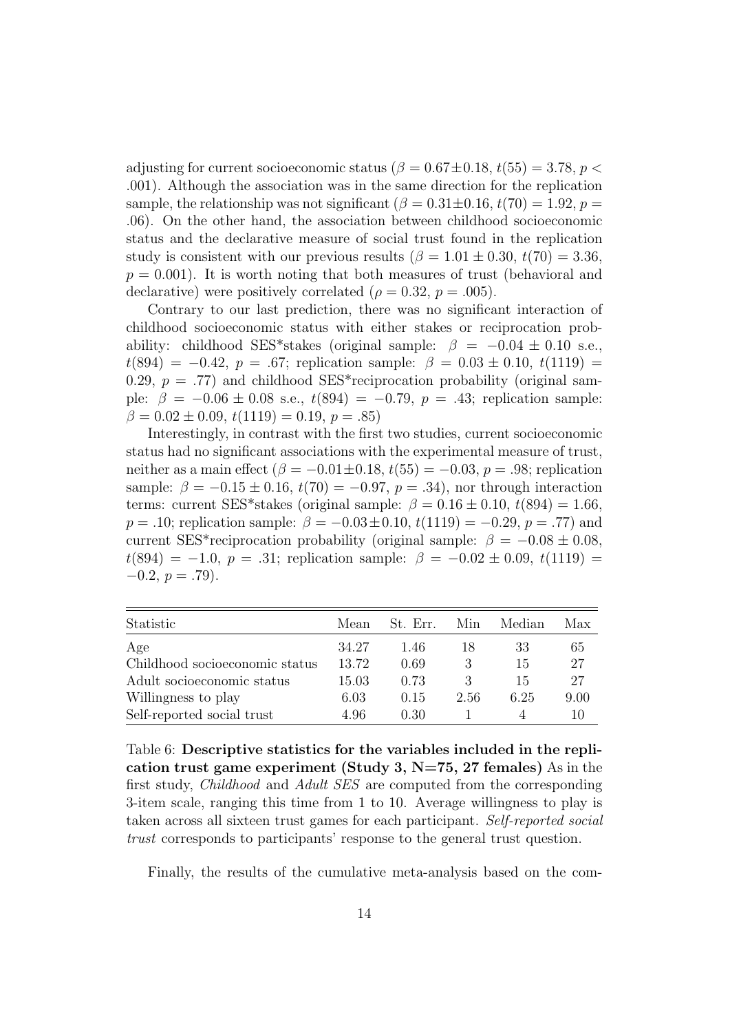adjusting for current socioeconomic status ($\beta = 0.67 \pm 0.18$, $t(55) = 3.78$, $p < .001$). Although the association was in the same direction for the replication sample, the relationship was not significant ($\beta = 0.31 \pm 0.16$, $t(70) = 1.92$, $p = .06$). On the other hand, the association between childhood socioeconomic status and the declarative measure of social trust found in the replication study is consistent with our previous results ($\beta = 1.01 \pm 0.30$, $t(70) = 3.36$, $p = 0.001$). It is worth noting that both measures of trust (behavioral and declarative) were positively correlated ($\rho = 0.32$, $p = .005$).

Contrary to our last prediction, there was no significant interaction of childhood socioeconomic status with either stakes or reciprocation probability: childhood SES*stakes (original sample: $\beta = -0.04 \pm 0.10$ s.e., $t(894) = -0.42$, $p = .67$; replication sample: $\beta = 0.03 \pm 0.10$, $t(1119) = 0.29$, $p = .77$) and childhood SES*reciprocation probability (original sample: $\beta = -0.06 \pm 0.08$ s.e., $t(894) = -0.79$, $p = .43$; replication sample: $\beta = 0.02 \pm 0.09$, $t(1119) = 0.19$, $p = .85$)

Interestingly, in contrast with the first two studies, current socioeconomic status had no significant associations with the experimental measure of trust, neither as a main effect ($\beta = -0.01 \pm 0.18$, $t(55) = -0.03$, $p = .98$; replication sample: $\beta = -0.15 \pm 0.16$, $t(70) = -0.97$, $p = .34$), nor through interaction terms: current SES*stakes (original sample: $\beta = 0.16 \pm 0.10$, $t(894) = 1.66$, $p = .10$; replication sample: $\beta = -0.03 \pm 0.10$, $t(1119) = -0.29$, $p = .77$) and current SES*reciprocation probability (original sample: $\beta = -0.08 \pm 0.08$, $t(894) = -1.0$, $p = .31$; replication sample: $\beta = -0.02 \pm 0.09$, $t(1119) = -0.2$, $p = .79$).

| Statistic | Mean | St. Err. | Min | Median | Max |
|---|---|---|---|---|---|
| Age | 34.27 | 1.46 | 18 | 33 | 65 |
| Childhood socioeconomic status | 13.72 | 0.69 | 3 | 15 | 27 |
| Adult socioeconomic status | 15.03 | 0.73 | 3 | 15 | 27 |
| Willingness to play | 6.03 | 0.15 | 2.56 | 6.25 | 9.00 |
| Self-reported social trust | 4.96 | 0.30 | 1 | 4 | 10 |

Table 6: **Descriptive statistics for the variables included in the replication trust game experiment (Study 3, N=75, 27 females)** As in the first study, *Childhood* and *Adult SES* are computed from the corresponding 3-item scale, ranging this time from 1 to 10. Average willingness to play is taken across all sixteen trust games for each participant. *Self-reported social trust* corresponds to participants' response to the general trust question.

Finally, the results of the cumulative meta-analysis based on the com-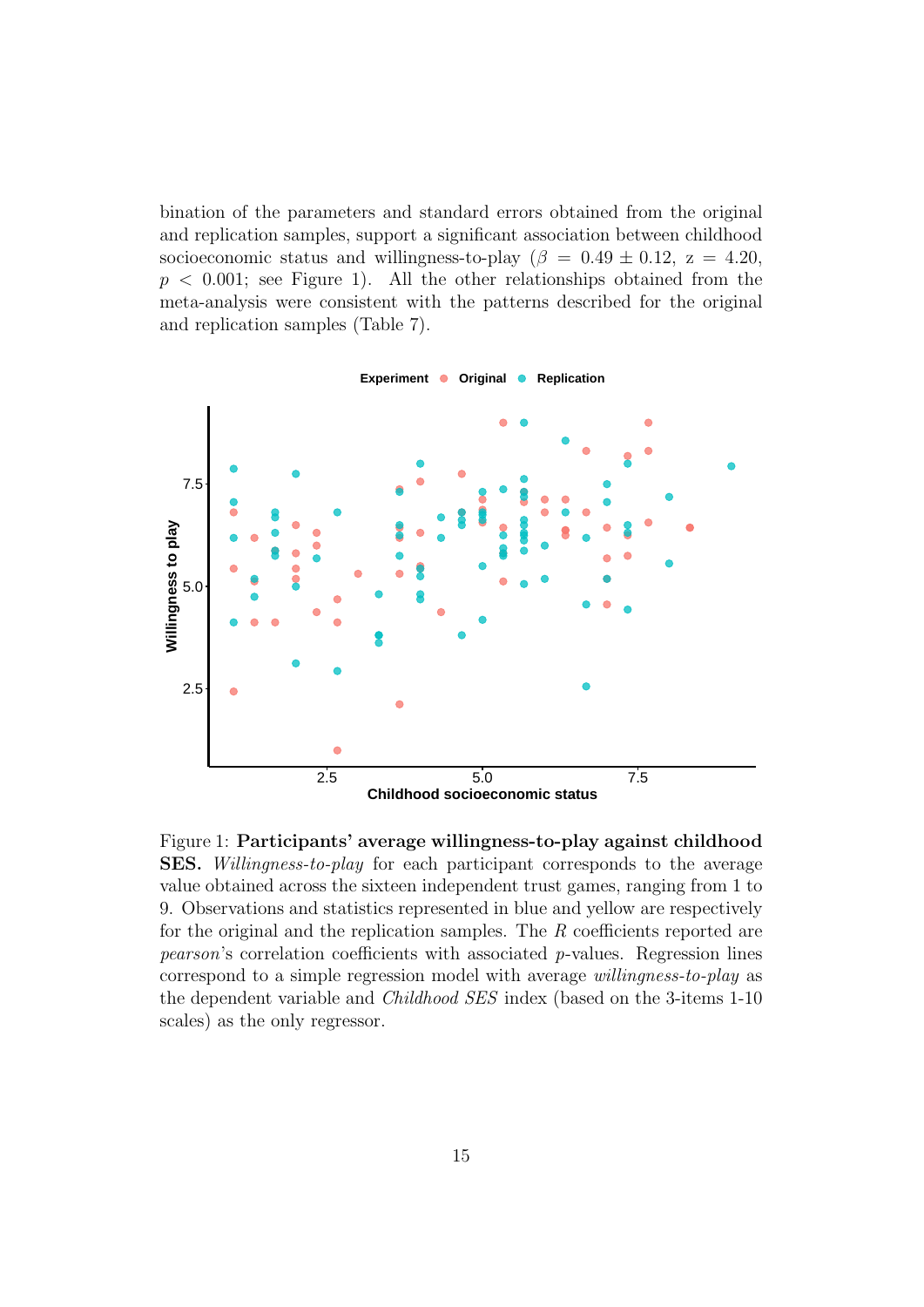bination of the parameters and standard errors obtained from the original and replication samples, support a significant association between childhood socioeconomic status and willingness-to-play ($\beta = 0.49 \pm 0.12$, z = 4.20, $p < 0.001$; see Figure 1). All the other relationships obtained from the meta-analysis were consistent with the patterns described for the original and replication samples (Table 7).

Figure 1: **Participants' average willingness-to-play against childhood SES.** *Willingness-to-play* for each participant corresponds to the average value obtained across the sixteen independent trust games, ranging from 1 to 9. Observations and statistics represented in blue and yellow are respectively for the original and the replication samples. The $R$ coefficients reported are *pearson*'s correlation coefficients with associated $p$-values. Regression lines correspond to a simple regression model with average *willingness-to-play* as the dependent variable and *Childhood SES* index (based on the 3-items 1-10 scales) as the only regressor.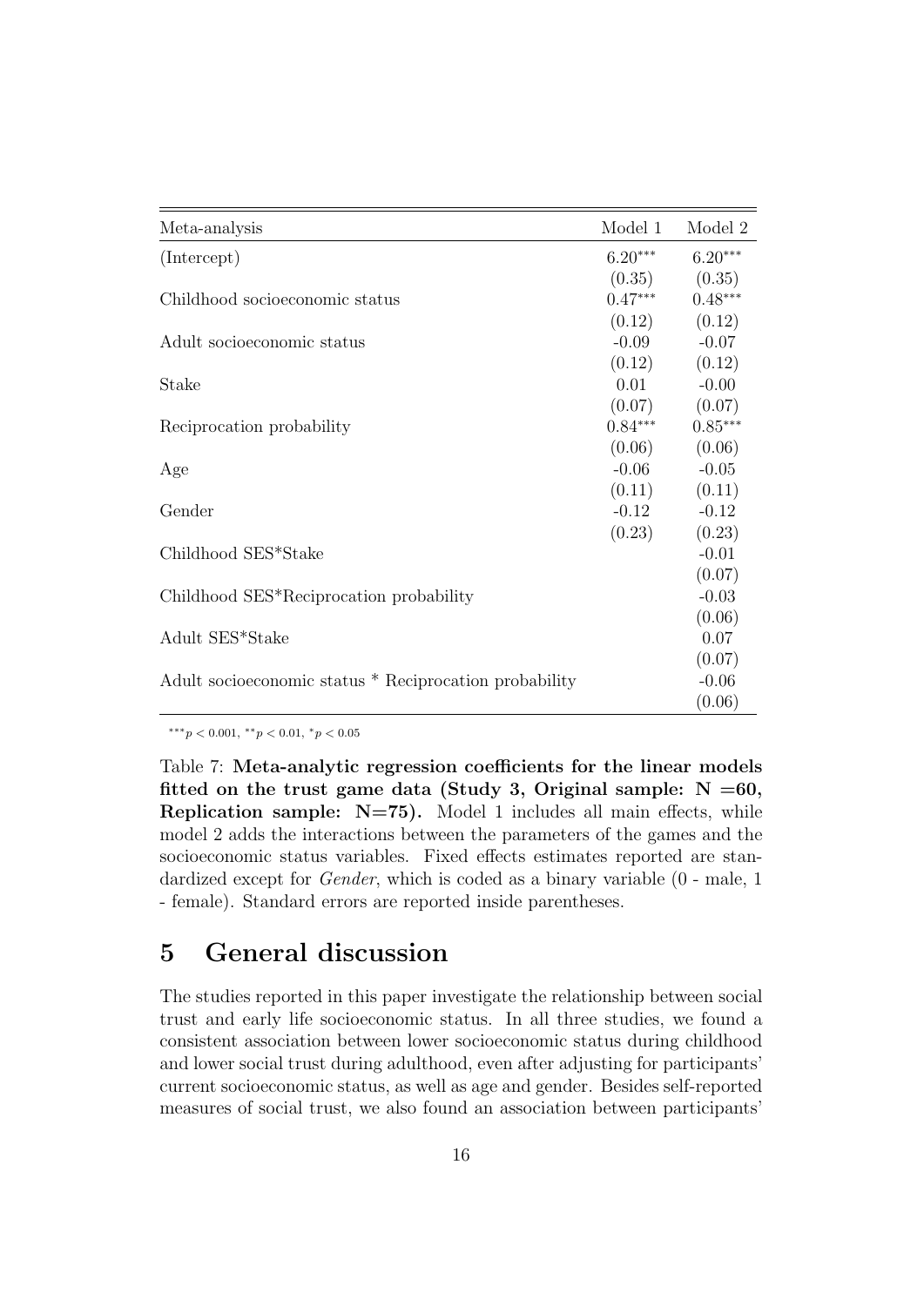| Meta-analysis | Model 1 | Model 2 |
|---|---|---|
| (Intercept) | $6.20^{***}$ | $6.20^{***}$ |
| | (0.35) | (0.35) |
| Childhood socioeconomic status | $0.47^{***}$ | $0.48^{***}$ |
| | (0.12) | (0.12) |
| Adult socioeconomic status | -0.09 | -0.07 |
| | (0.12) | (0.12) |
| Stake | 0.01 | -0.00 |
| | (0.07) | (0.07) |
| Reciprocation probability | $0.84^{***}$ | $0.85^{***}$ |
| | (0.06) | (0.06) |
| Age | -0.06 | -0.05 |
| | (0.11) | (0.11) |
| Gender | -0.12 | -0.12 |
| | (0.23) | (0.23) |
| Childhood SES*Stake | | -0.01 |
| | | (0.07) |
| Childhood SES*Reciprocation probability | | -0.03 |
| | | (0.06) |
| Adult SES*Stake | | 0.07 |
| | | (0.07) |
| Adult socioeconomic status * Reciprocation probability | | -0.06 |
| | | (0.06) |

$^{***}p < 0.001$, $^{**}p < 0.01$, $^{*}p < 0.05$

Table 7: **Meta-analytic regression coefficients for the linear models fitted on the trust game data (Study 3, Original sample: N =60, Replication sample: N=75).** Model 1 includes all main effects, while model 2 adds the interactions between the parameters of the games and the socioeconomic status variables. Fixed effects estimates reported are standardized except for *Gender*, which is coded as a binary variable (0 - male, 1 - female). Standard errors are reported inside parentheses.

## 5 General discussion

The studies reported in this paper investigate the relationship between social trust and early life socioeconomic status. In all three studies, we found a consistent association between lower socioeconomic status during childhood and lower social trust during adulthood, even after adjusting for participants' current socioeconomic status, as well as age and gender. Besides self-reported measures of social trust, we also found an association between participants'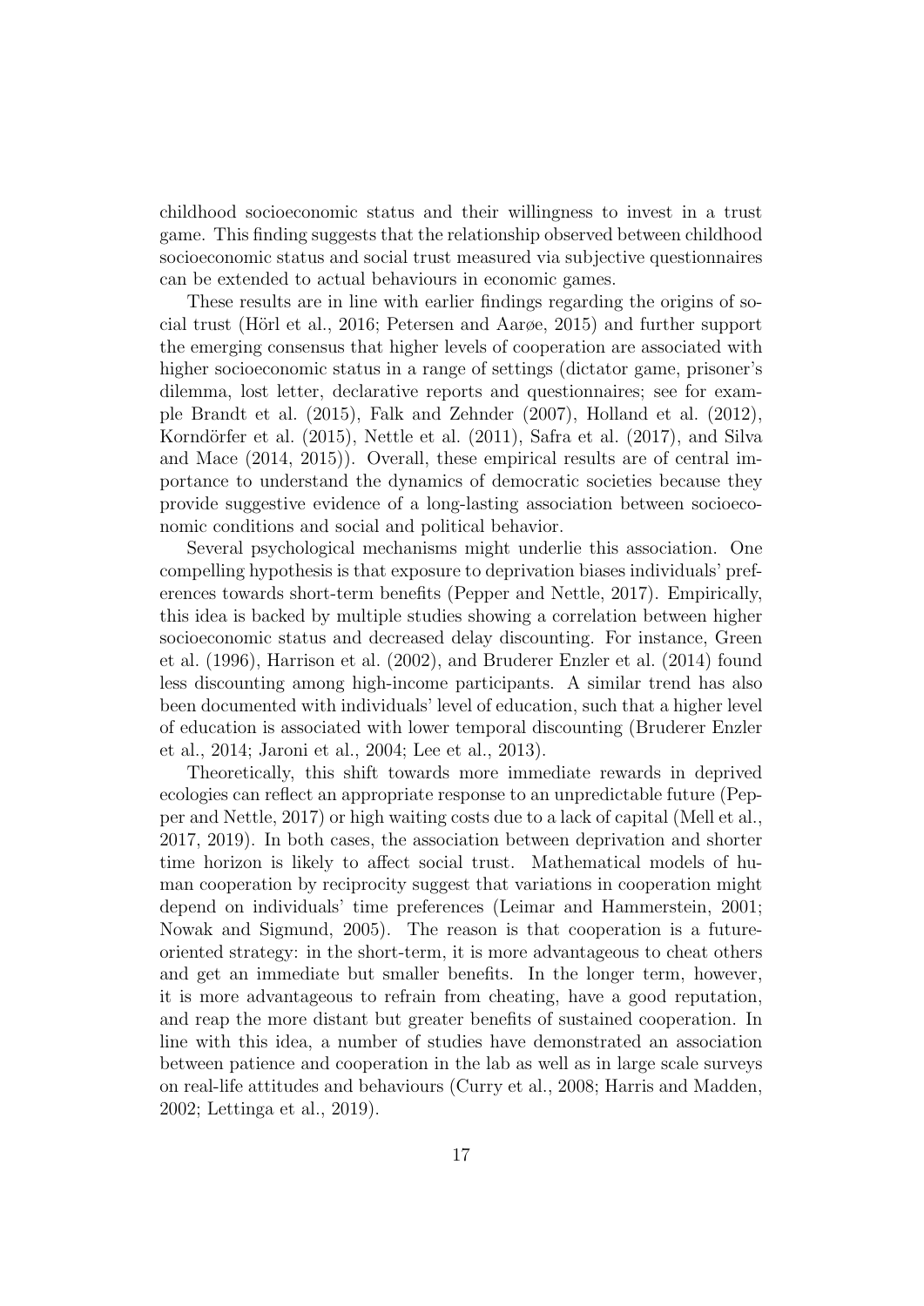childhood socioeconomic status and their willingness to invest in a trust game. This finding suggests that the relationship observed between childhood socioeconomic status and social trust measured via subjective questionnaires can be extended to actual behaviours in economic games.

These results are in line with earlier findings regarding the origins of social trust (Hörl et al., 2016; Petersen and Aarøe, 2015) and further support the emerging consensus that higher levels of cooperation are associated with higher socioeconomic status in a range of settings (dictator game, prisoner's dilemma, lost letter, declarative reports and questionnaires; see for example Brandt et al. (2015), Falk and Zehnder (2007), Holland et al. (2012), Korndörfer et al. (2015), Nettle et al. (2011), Safra et al. (2017), and Silva and Mace (2014, 2015)). Overall, these empirical results are of central importance to understand the dynamics of democratic societies because they provide suggestive evidence of a long-lasting association between socioeconomic conditions and social and political behavior.

Several psychological mechanisms might underlie this association. One compelling hypothesis is that exposure to deprivation biases individuals' preferences towards short-term benefits (Pepper and Nettle, 2017). Empirically, this idea is backed by multiple studies showing a correlation between higher socioeconomic status and decreased delay discounting. For instance, Green et al. (1996), Harrison et al. (2002), and Bruderer Enzler et al. (2014) found less discounting among high-income participants. A similar trend has also been documented with individuals' level of education, such that a higher level of education is associated with lower temporal discounting (Bruderer Enzler et al., 2014; Jaroni et al., 2004; Lee et al., 2013).

Theoretically, this shift towards more immediate rewards in deprived ecologies can reflect an appropriate response to an unpredictable future (Pepper and Nettle, 2017) or high waiting costs due to a lack of capital (Mell et al., 2017, 2019). In both cases, the association between deprivation and shorter time horizon is likely to affect social trust. Mathematical models of human cooperation by reciprocity suggest that variations in cooperation might depend on individuals' time preferences (Leimar and Hammerstein, 2001; Nowak and Sigmund, 2005). The reason is that cooperation is a future-oriented strategy: in the short-term, it is more advantageous to cheat others and get an immediate but smaller benefits. In the longer term, however, it is more advantageous to refrain from cheating, have a good reputation, and reap the more distant but greater benefits of sustained cooperation. In line with this idea, a number of studies have demonstrated an association between patience and cooperation in the lab as well as in large scale surveys on real-life attitudes and behaviours (Curry et al., 2008; Harris and Madden, 2002; Lettinga et al., 2019).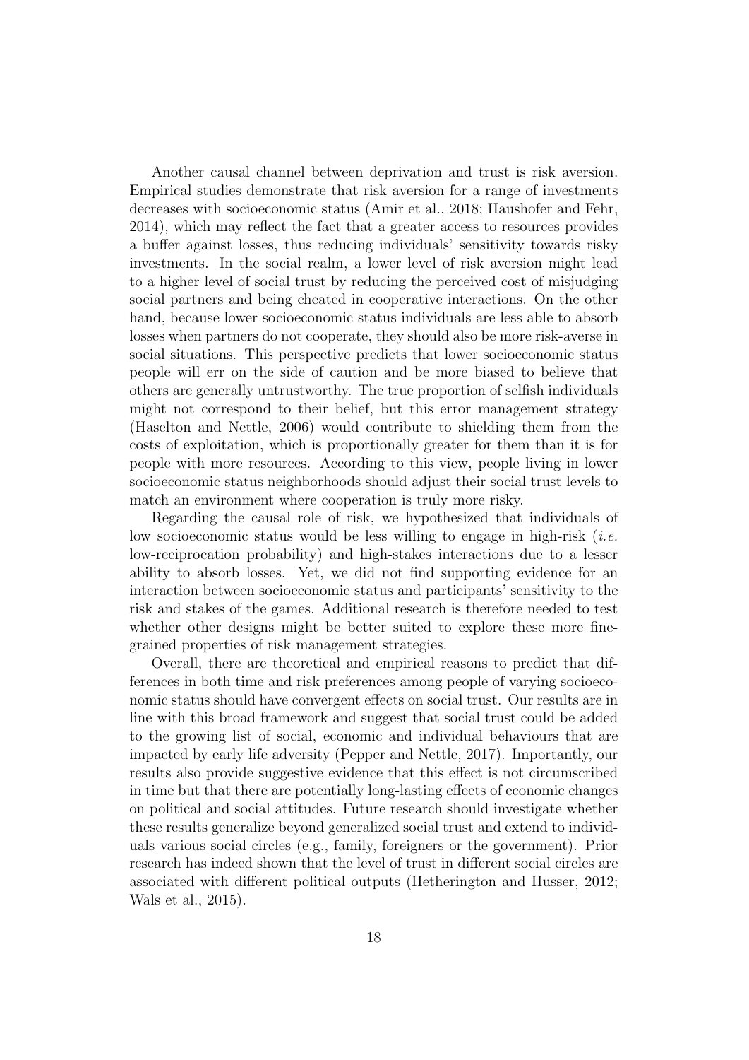Another causal channel between deprivation and trust is risk aversion. Empirical studies demonstrate that risk aversion for a range of investments decreases with socioeconomic status (Amir et al., 2018; Haushofer and Fehr, 2014), which may reflect the fact that a greater access to resources provides a buffer against losses, thus reducing individuals' sensitivity towards risky investments. In the social realm, a lower level of risk aversion might lead to a higher level of social trust by reducing the perceived cost of misjudging social partners and being cheated in cooperative interactions. On the other hand, because lower socioeconomic status individuals are less able to absorb losses when partners do not cooperate, they should also be more risk-averse in social situations. This perspective predicts that lower socioeconomic status people will err on the side of caution and be more biased to believe that others are generally untrustworthy. The true proportion of selfish individuals might not correspond to their belief, but this error management strategy (Haselton and Nettle, 2006) would contribute to shielding them from the costs of exploitation, which is proportionally greater for them than it is for people with more resources. According to this view, people living in lower socioeconomic status neighborhoods should adjust their social trust levels to match an environment where cooperation is truly more risky.

Regarding the causal role of risk, we hypothesized that individuals of low socioeconomic status would be less willing to engage in high-risk (*i.e.* low-reciprocation probability) and high-stakes interactions due to a lesser ability to absorb losses. Yet, we did not find supporting evidence for an interaction between socioeconomic status and participants' sensitivity to the risk and stakes of the games. Additional research is therefore needed to test whether other designs might be better suited to explore these more fine-grained properties of risk management strategies.

Overall, there are theoretical and empirical reasons to predict that differences in both time and risk preferences among people of varying socioeconomic status should have convergent effects on social trust. Our results are in line with this broad framework and suggest that social trust could be added to the growing list of social, economic and individual behaviours that are impacted by early life adversity (Pepper and Nettle, 2017). Importantly, our results also provide suggestive evidence that this effect is not circumscribed in time but that there are potentially long-lasting effects of economic changes on political and social attitudes. Future research should investigate whether these results generalize beyond generalized social trust and extend to individuals various social circles (e.g., family, foreigners or the government). Prior research has indeed shown that the level of trust in different social circles are associated with different political outputs (Hetherington and Husser, 2012; Wals et al., 2015).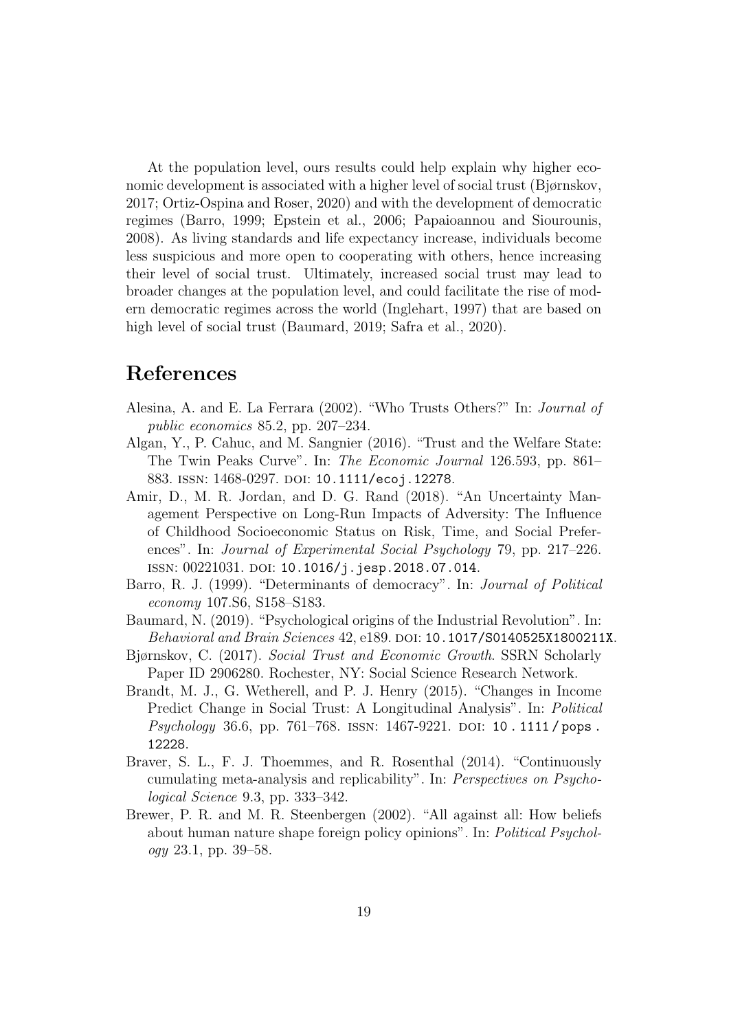At the population level, ours results could help explain why higher economic development is associated with a higher level of social trust (Bjørnskov, 2017; Ortiz-Ospina and Roser, 2020) and with the development of democratic regimes (Barro, 1999; Epstein et al., 2006; Papaioannou and Siourounis, 2008). As living standards and life expectancy increase, individuals become less suspicious and more open to cooperating with others, hence increasing their level of social trust. Ultimately, increased social trust may lead to broader changes at the population level, and could facilitate the rise of modern democratic regimes across the world (Inglehart, 1997) that are based on high level of social trust (Baumard, 2019; Safra et al., 2020).

# References

Alesina, A. and E. La Ferrara (2002). "Who Trusts Others?" In: *Journal of public economics* 85.2, pp. 207–234.

Algan, Y., P. Cahuc, and M. Sangnier (2016). "Trust and the Welfare State: The Twin Peaks Curve". In: *The Economic Journal* 126.593, pp. 861–883. ISSN: 1468-0297. DOI: 10.1111/ecoj.12278.

Amir, D., M. R. Jordan, and D. G. Rand (2018). "An Uncertainty Management Perspective on Long-Run Impacts of Adversity: The Influence of Childhood Socioeconomic Status on Risk, Time, and Social Preferences". In: *Journal of Experimental Social Psychology* 79, pp. 217–226. ISSN: 00221031. DOI: 10.1016/j.jesp.2018.07.014.

Barro, R. J. (1999). "Determinants of democracy". In: *Journal of Political economy* 107.S6, S158–S183.

Baumard, N. (2019). "Psychological origins of the Industrial Revolution". In: *Behavioral and Brain Sciences* 42, e189. DOI: 10.1017/S0140525X1800211X.

Bjørnskov, C. (2017). *Social Trust and Economic Growth*. SSRN Scholarly Paper ID 2906280. Rochester, NY: Social Science Research Network.

Brandt, M. J., G. Wetherell, and P. J. Henry (2015). "Changes in Income Predict Change in Social Trust: A Longitudinal Analysis". In: *Political Psychology* 36.6, pp. 761–768. ISSN: 1467-9221. DOI: 10.1111/pops.12228.

Braver, S. L., F. J. Thoemmes, and R. Rosenthal (2014). "Continuously cumulating meta-analysis and replicability". In: *Perspectives on Psychological Science* 9.3, pp. 333–342.

Brewer, P. R. and M. R. Steenbergen (2002). "All against all: How beliefs about human nature shape foreign policy opinions". In: *Political Psychology* 23.1, pp. 39–58.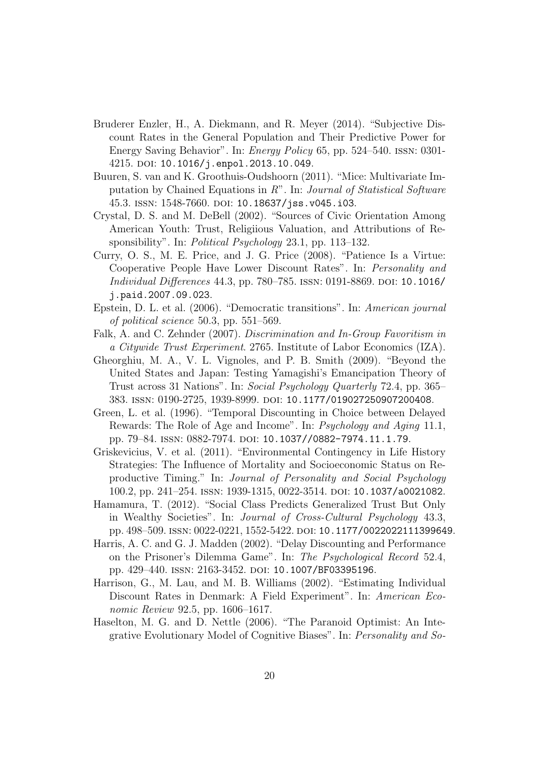Bruderer Enzler, H., A. Diekmann, and R. Meyer (2014). "Subjective Discount Rates in the General Population and Their Predictive Power for Energy Saving Behavior". In: *Energy Policy* 65, pp. 524–540. ISSN: 0301-4215. DOI: 10.1016/j.enpol.2013.10.049.

Buuren, S. van and K. Groothuis-Oudshoorn (2011). "Mice: Multivariate Imputation by Chained Equations in *R*". In: *Journal of Statistical Software* 45.3. ISSN: 1548-7660. DOI: 10.18637/jss.v045.i03.

Crystal, D. S. and M. DeBell (2002). "Sources of Civic Orientation Among American Youth: Trust, Religiious Valuation, and Attributions of Responsibility". In: *Political Psychology* 23.1, pp. 113–132.

Curry, O. S., M. E. Price, and J. G. Price (2008). "Patience Is a Virtue: Cooperative People Have Lower Discount Rates". In: *Personality and Individual Differences* 44.3, pp. 780–785. ISSN: 0191-8869. DOI: 10.1016/j.paid.2007.09.023.

Epstein, D. L. et al. (2006). "Democratic transitions". In: *American journal of political science* 50.3, pp. 551–569.

Falk, A. and C. Zehnder (2007). *Discrimination and In-Group Favoritism in a Citywide Trust Experiment*. 2765. Institute of Labor Economics (IZA).

Gheorghiu, M. A., V. L. Vignoles, and P. B. Smith (2009). "Beyond the United States and Japan: Testing Yamagishi's Emancipation Theory of Trust across 31 Nations". In: *Social Psychology Quarterly* 72.4, pp. 365–383. ISSN: 0190-2725, 1939-8999. DOI: 10.1177/019027250907200408.

Green, L. et al. (1996). "Temporal Discounting in Choice between Delayed Rewards: The Role of Age and Income". In: *Psychology and Aging* 11.1, pp. 79–84. ISSN: 0882-7974. DOI: 10.1037//0882-7974.11.1.79.

Griskevicius, V. et al. (2011). "Environmental Contingency in Life History Strategies: The Influence of Mortality and Socioeconomic Status on Reproductive Timing." In: *Journal of Personality and Social Psychology* 100.2, pp. 241–254. ISSN: 1939-1315, 0022-3514. DOI: 10.1037/a0021082.

Hamamura, T. (2012). "Social Class Predicts Generalized Trust But Only in Wealthy Societies". In: *Journal of Cross-Cultural Psychology* 43.3, pp. 498–509. ISSN: 0022-0221, 1552-5422. DOI: 10.1177/0022022111399649.

Harris, A. C. and G. J. Madden (2002). "Delay Discounting and Performance on the Prisoner's Dilemma Game". In: *The Psychological Record* 52.4, pp. 429–440. ISSN: 2163-3452. DOI: 10.1007/BF03395196.

Harrison, G., M. Lau, and M. B. Williams (2002). "Estimating Individual Discount Rates in Denmark: A Field Experiment". In: *American Economic Review* 92.5, pp. 1606–1617.

Haselton, M. G. and D. Nettle (2006). "The Paranoid Optimist: An Integrative Evolutionary Model of Cognitive Biases". In: *Personality and So-*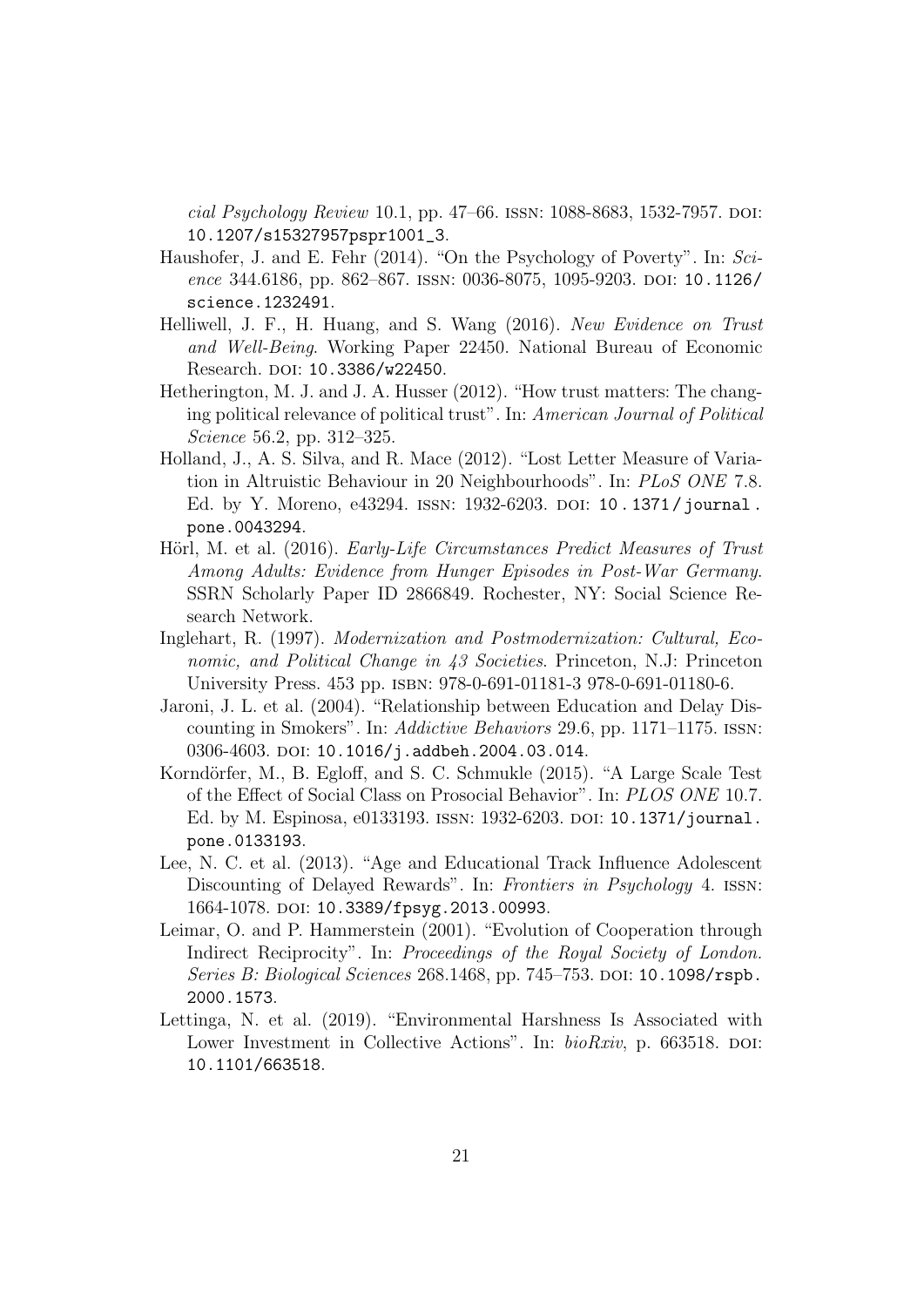*cial Psychology Review* 10.1, pp. 47–66. ISSN: 1088-8683, 1532-7957. DOI: 10.1207/s15327957pspr1001_3.

Haushofer, J. and E. Fehr (2014). "On the Psychology of Poverty". In: *Science* 344.6186, pp. 862–867. ISSN: 0036-8075, 1095-9203. DOI: 10.1126/science.1232491.

Helliwell, J. F., H. Huang, and S. Wang (2016). *New Evidence on Trust and Well-Being*. Working Paper 22450. National Bureau of Economic Research. DOI: 10.3386/w22450.

Hetherington, M. J. and J. A. Husser (2012). "How trust matters: The changing political relevance of political trust". In: *American Journal of Political Science* 56.2, pp. 312–325.

Holland, J., A. S. Silva, and R. Mace (2012). "Lost Letter Measure of Variation in Altruistic Behaviour in 20 Neighbourhoods". In: *PLoS ONE* 7.8. Ed. by Y. Moreno, e43294. ISSN: 1932-6203. DOI: 10.1371/journal.pone.0043294.

Hörl, M. et al. (2016). *Early-Life Circumstances Predict Measures of Trust Among Adults: Evidence from Hunger Episodes in Post-War Germany*. SSRN Scholarly Paper ID 2866849. Rochester, NY: Social Science Research Network.

Inglehart, R. (1997). *Modernization and Postmodernization: Cultural, Economic, and Political Change in 43 Societies*. Princeton, N.J: Princeton University Press. 453 pp. ISBN: 978-0-691-01181-3 978-0-691-01180-6.

Jaroni, J. L. et al. (2004). "Relationship between Education and Delay Discounting in Smokers". In: *Addictive Behaviors* 29.6, pp. 1171–1175. ISSN: 0306-4603. DOI: 10.1016/j.addbeh.2004.03.014.

Korndörfer, M., B. Egloff, and S. C. Schmukle (2015). "A Large Scale Test of the Effect of Social Class on Prosocial Behavior". In: *PLOS ONE* 10.7. Ed. by M. Espinosa, e0133193. ISSN: 1932-6203. DOI: 10.1371/journal.pone.0133193.

Lee, N. C. et al. (2013). "Age and Educational Track Influence Adolescent Discounting of Delayed Rewards". In: *Frontiers in Psychology* 4. ISSN: 1664-1078. DOI: 10.3389/fpsyg.2013.00993.

Leimar, O. and P. Hammerstein (2001). "Evolution of Cooperation through Indirect Reciprocity". In: *Proceedings of the Royal Society of London. Series B: Biological Sciences* 268.1468, pp. 745–753. DOI: 10.1098/rspb.2000.1573.

Lettinga, N. et al. (2019). "Environmental Harshness Is Associated with Lower Investment in Collective Actions". In: *bioRxiv*, p. 663518. DOI: 10.1101/663518.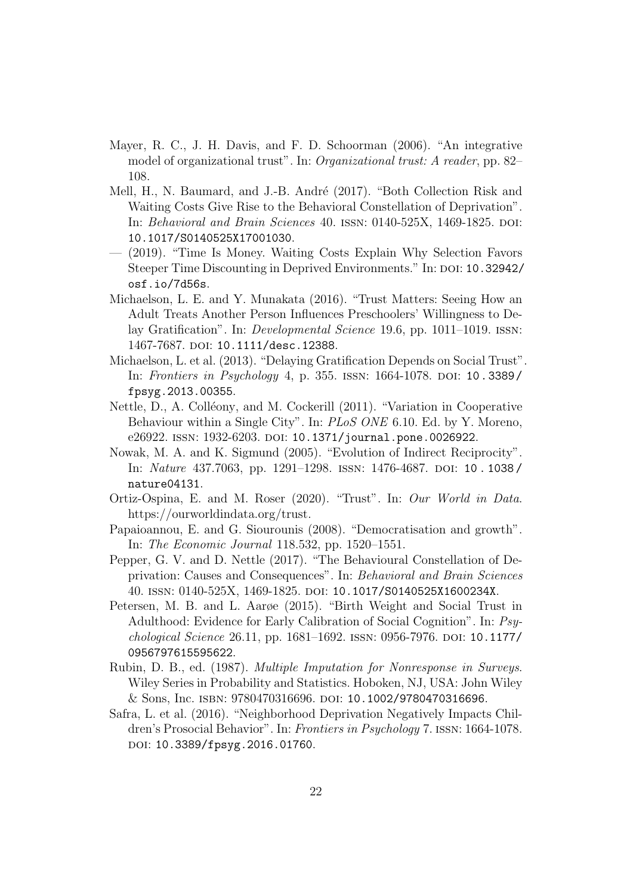Mayer, R. C., J. H. Davis, and F. D. Schoorman (2006). "An integrative model of organizational trust". In: *Organizational trust: A reader*, pp. 82–108.

Mell, H., N. Baumard, and J.-B. André (2017). "Both Collection Risk and Waiting Costs Give Rise to the Behavioral Constellation of Deprivation". In: *Behavioral and Brain Sciences* 40. ISSN: 0140-525X, 1469-1825. DOI: 10.1017/S0140525X17001030.

— (2019). "Time Is Money. Waiting Costs Explain Why Selection Favors Steeper Time Discounting in Deprived Environments." In: DOI: 10.32942/osf.io/7d56s.

Michaelson, L. E. and Y. Munakata (2016). "Trust Matters: Seeing How an Adult Treats Another Person Influences Preschoolers' Willingness to Delay Gratification". In: *Developmental Science* 19.6, pp. 1011–1019. ISSN: 1467-7687. DOI: 10.1111/desc.12388.

Michaelson, L. et al. (2013). "Delaying Gratification Depends on Social Trust". In: *Frontiers in Psychology* 4, p. 355. ISSN: 1664-1078. DOI: 10.3389/fpsyg.2013.00355.

Nettle, D., A. Colléony, and M. Cockerill (2011). "Variation in Cooperative Behaviour within a Single City". In: *PLoS ONE* 6.10. Ed. by Y. Moreno, e26922. ISSN: 1932-6203. DOI: 10.1371/journal.pone.0026922.

Nowak, M. A. and K. Sigmund (2005). "Evolution of Indirect Reciprocity". In: *Nature* 437.7063, pp. 1291–1298. ISSN: 1476-4687. DOI: 10.1038/nature04131.

Ortiz-Ospina, E. and M. Roser (2020). "Trust". In: *Our World in Data*. https://ourworldindata.org/trust.

Papaioannou, E. and G. Siourounis (2008). "Democratisation and growth". In: *The Economic Journal* 118.532, pp. 1520–1551.

Pepper, G. V. and D. Nettle (2017). "The Behavioural Constellation of Deprivation: Causes and Consequences". In: *Behavioral and Brain Sciences* 40. ISSN: 0140-525X, 1469-1825. DOI: 10.1017/S0140525X1600234X.

Petersen, M. B. and L. Aarøe (2015). "Birth Weight and Social Trust in Adulthood: Evidence for Early Calibration of Social Cognition". In: *Psychological Science* 26.11, pp. 1681–1692. ISSN: 0956-7976. DOI: 10.1177/0956797615595622.

Rubin, D. B., ed. (1987). *Multiple Imputation for Nonresponse in Surveys*. Wiley Series in Probability and Statistics. Hoboken, NJ, USA: John Wiley & Sons, Inc. ISBN: 9780470316696. DOI: 10.1002/9780470316696.

Safra, L. et al. (2016). "Neighborhood Deprivation Negatively Impacts Children's Prosocial Behavior". In: *Frontiers in Psychology* 7. ISSN: 1664-1078. DOI: 10.3389/fpsyg.2016.01760.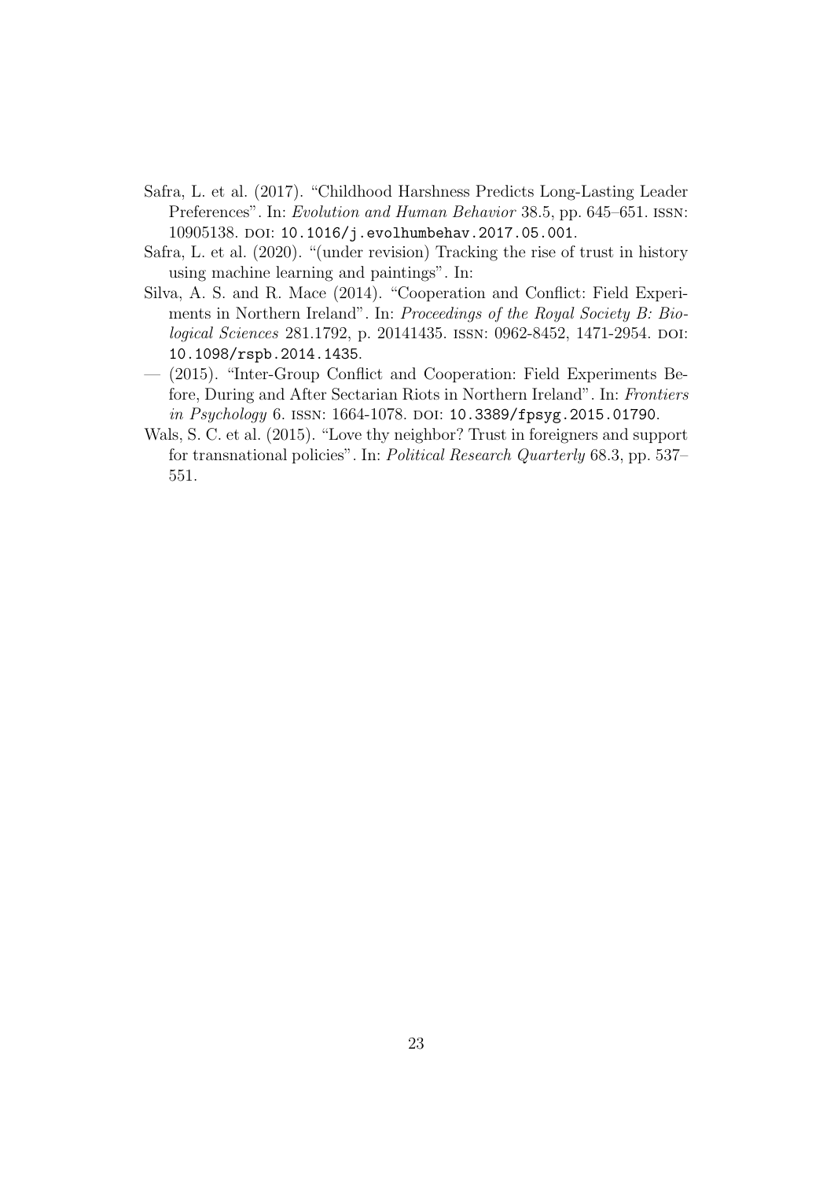Safra, L. et al. (2017). “Childhood Harshness Predicts Long-Lasting Leader Preferences”. In: *Evolution and Human Behavior* 38.5, pp. 645–651. ISSN: 10905138. DOI: 10.1016/j.evolhumbehav.2017.05.001.

Safra, L. et al. (2020). “(under revision) Tracking the rise of trust in history using machine learning and paintings”. In:

Silva, A. S. and R. Mace (2014). “Cooperation and Conflict: Field Experiments in Northern Ireland”. In: *Proceedings of the Royal Society B: Biological Sciences* 281.1792, p. 20141435. ISSN: 0962-8452, 1471-2954. DOI: 10.1098/rspb.2014.1435.

— (2015). “Inter-Group Conflict and Cooperation: Field Experiments Before, During and After Sectarian Riots in Northern Ireland”. In: *Frontiers in Psychology* 6. ISSN: 1664-1078. DOI: 10.3389/fpsyg.2015.01790.

Wals, S. C. et al. (2015). “Love thy neighbor? Trust in foreigners and support for transnational policies”. In: *Political Research Quarterly* 68.3, pp. 537–551.